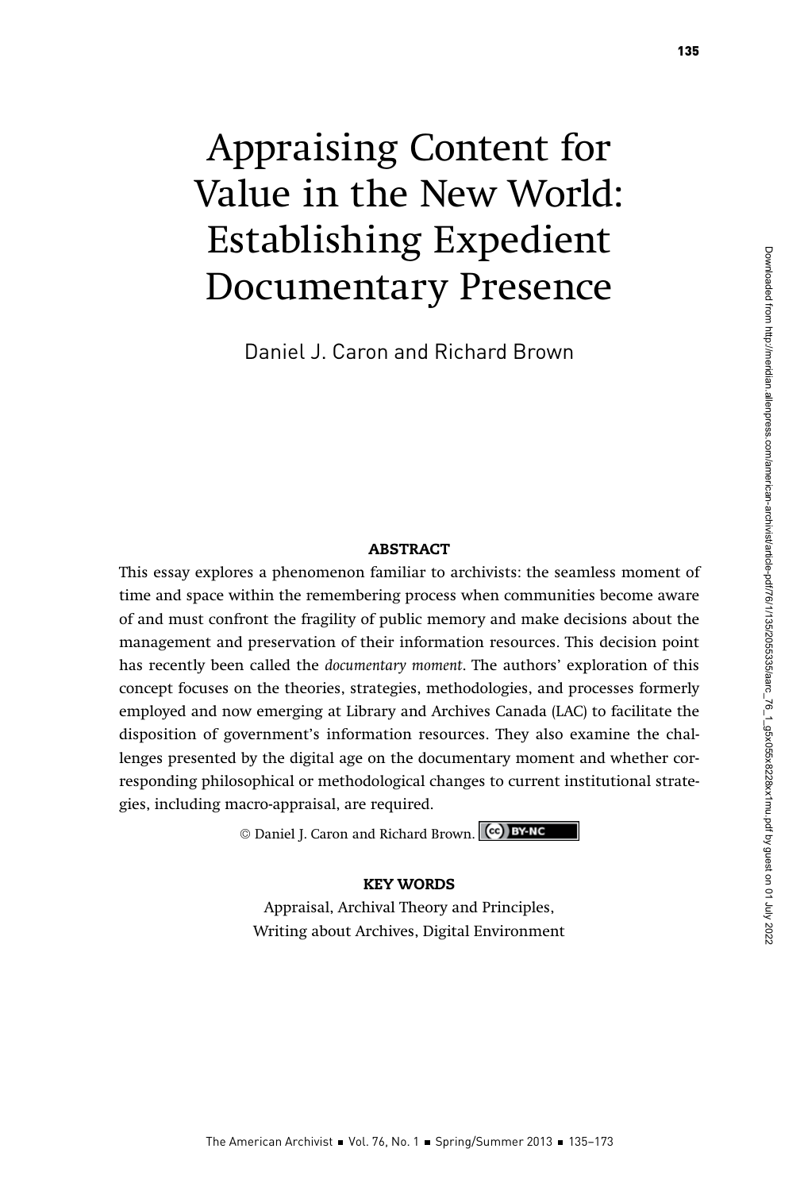# Appraising Content for Value in the New World: Establishing Expedient Documentary Presence

Daniel J. Caron and Richard Brown

## ABSTRACT

This essay explores a phenomenon familiar to archivists: the seamless moment of time and space within the remembering process when communities become aware of and must confront the fragility of public memory and make decisions about the management and preservation of their information resources. This decision point has recently been called the *documentary moment*. The authors' exploration of this concept focuses on the theories, strategies, methodologies, and processes formerly employed and now emerging at Library and Archives Canada (LAC) to facilitate the disposition of government's information resources. They also examine the challenges presented by the digital age on the documentary moment and whether corresponding philosophical or methodological changes to current institutional strategies, including macro-appraisal, are required.

© Daniel J. Caron and Richard Brown. (cc) BY-NC

## KEY WORDS

Appraisal, Archival Theory and Principles, Writing about Archives, Digital Environment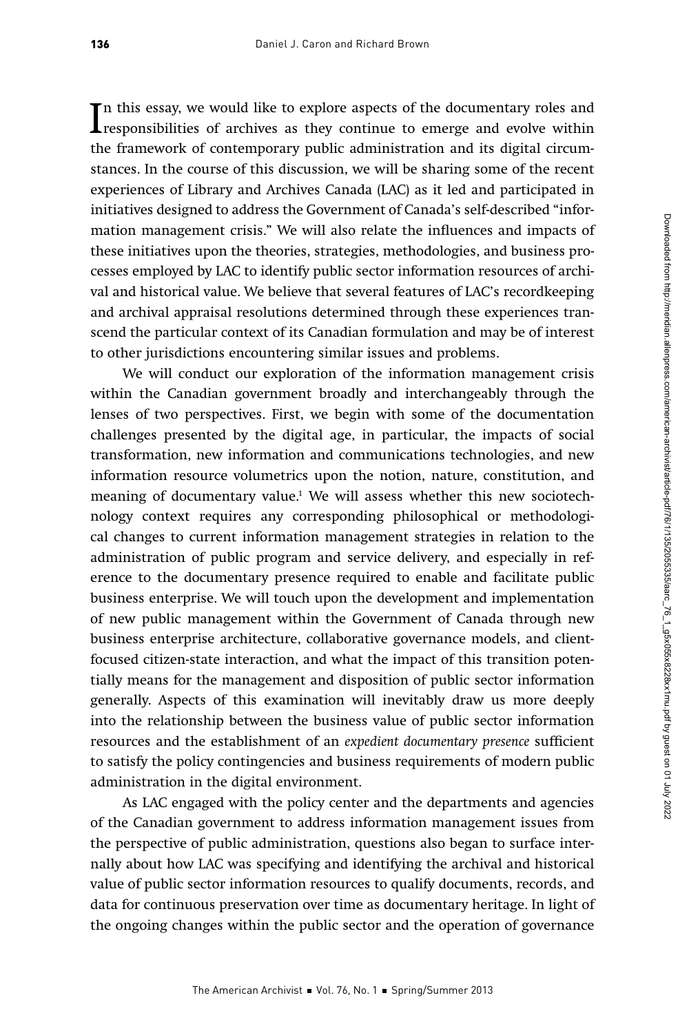In this essay, we would like to explore aspects of the documentary roles and responsibilities of archives as they continue to emerge and evolve within the framework of contemporary public administration and its digital circumstances. In the course of this discussion, we will be sharing some of the recent experiences of Library and Archives Canada (LAC) as it led and participated in initiatives designed to address the Government of Canada's self-described "information management crisis." We will also relate the influences and impacts of these initiatives upon the theories, strategies, methodologies, and business processes employed by LAC to identify public sector information resources of archival and historical value. We believe that several features of LAC's recordkeeping and archival appraisal resolutions determined through these experiences transcend the particular context of its Canadian formulation and may be of interest to other jurisdictions encountering similar issues and problems.

We will conduct our exploration of the information management crisis within the Canadian government broadly and interchangeably through the lenses of two perspectives. First, we begin with some of the documentation challenges presented by the digital age, in particular, the impacts of social transformation, new information and communications technologies, and new information resource volumetrics upon the notion, nature, constitution, and meaning of documentary value.[1] We will assess whether this new sociotechnology context requires any corresponding philosophical or methodological changes to current information management strategies in relation to the administration of public program and service delivery, and especially in reference to the documentary presence required to enable and facilitate public business enterprise. We will touch upon the development and implementation of new public management within the Government of Canada through new business enterprise architecture, collaborative governance models, and client-focused citizen-state interaction, and what the impact of this transition potentially means for the management and disposition of public sector information generally. Aspects of this examination will inevitably draw us more deeply into the relationship between the business value of public sector information resources and the establishment of an *expedient documentary presence* sufficient to satisfy the policy contingencies and business requirements of modern public administration in the digital environment.

As LAC engaged with the policy center and the departments and agencies of the Canadian government to address information management issues from the perspective of public administration, questions also began to surface internally about how LAC was specifying and identifying the archival and historical value of public sector information resources to qualify documents, records, and data for continuous preservation over time as documentary heritage. In light of the ongoing changes within the public sector and the operation of governance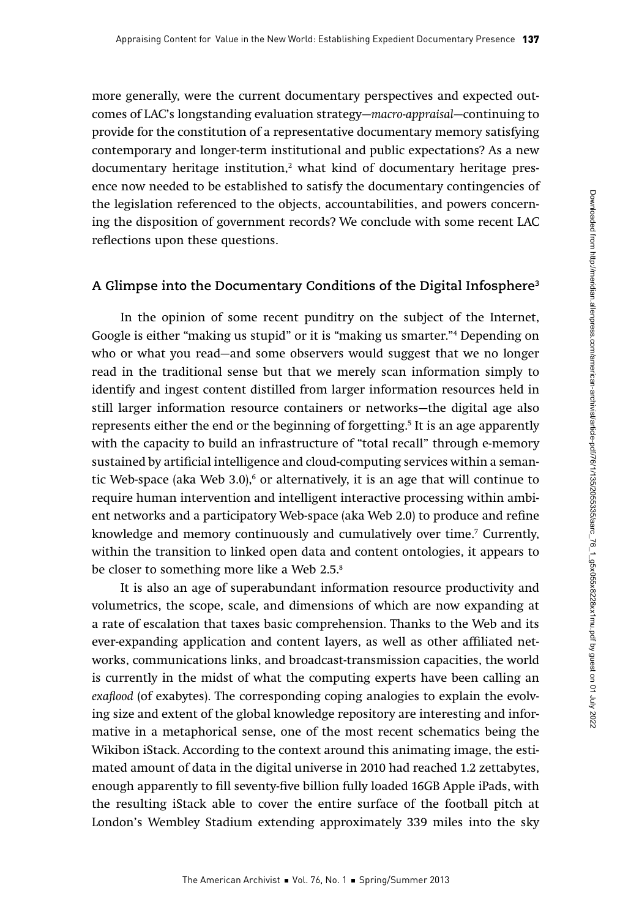more generally, were the current documentary perspectives and expected outcomes of LAC's longstanding evaluation strategy—*macro-appraisal*—continuing to provide for the constitution of a representative documentary memory satisfying contemporary and longer-term institutional and public expectations? As a new documentary heritage institution,[2] what kind of documentary heritage presence now needed to be established to satisfy the documentary contingencies of the legislation referenced to the objects, accountabilities, and powers concerning the disposition of government records? We conclude with some recent LAC reflections upon these questions.

## A Glimpse into the Documentary Conditions of the Digital Infosphere[3]

In the opinion of some recent punditry on the subject of the Internet, Google is either "making us stupid" or it is "making us smarter."[4] Depending on who or what you read—and some observers would suggest that we no longer read in the traditional sense but that we merely scan information simply to identify and ingest content distilled from larger information resources held in still larger information resource containers or networks—the digital age also represents either the end or the beginning of forgetting.[5] It is an age apparently with the capacity to build an infrastructure of "total recall" through e-memory sustained by artificial intelligence and cloud-computing services within a semantic Web-space (aka Web 3.0),[6] or alternatively, it is an age that will continue to require human intervention and intelligent interactive processing within ambient networks and a participatory Web-space (aka Web 2.0) to produce and refine knowledge and memory continuously and cumulatively over time.[7] Currently, within the transition to linked open data and content ontologies, it appears to be closer to something more like a Web 2.5.[8]

It is also an age of superabundant information resource productivity and volumetrics, the scope, scale, and dimensions of which are now expanding at a rate of escalation that taxes basic comprehension. Thanks to the Web and its ever-expanding application and content layers, as well as other affiliated networks, communications links, and broadcast-transmission capacities, the world is currently in the midst of what the computing experts have been calling an *exaflood* (of exabytes). The corresponding coping analogies to explain the evolving size and extent of the global knowledge repository are interesting and informative in a metaphorical sense, one of the most recent schematics being the Wikibon iStack. According to the context around this animating image, the estimated amount of data in the digital universe in 2010 had reached 1.2 zettabytes, enough apparently to fill seventy-five billion fully loaded 16GB Apple iPads, with the resulting iStack able to cover the entire surface of the football pitch at London's Wembley Stadium extending approximately 339 miles into the sky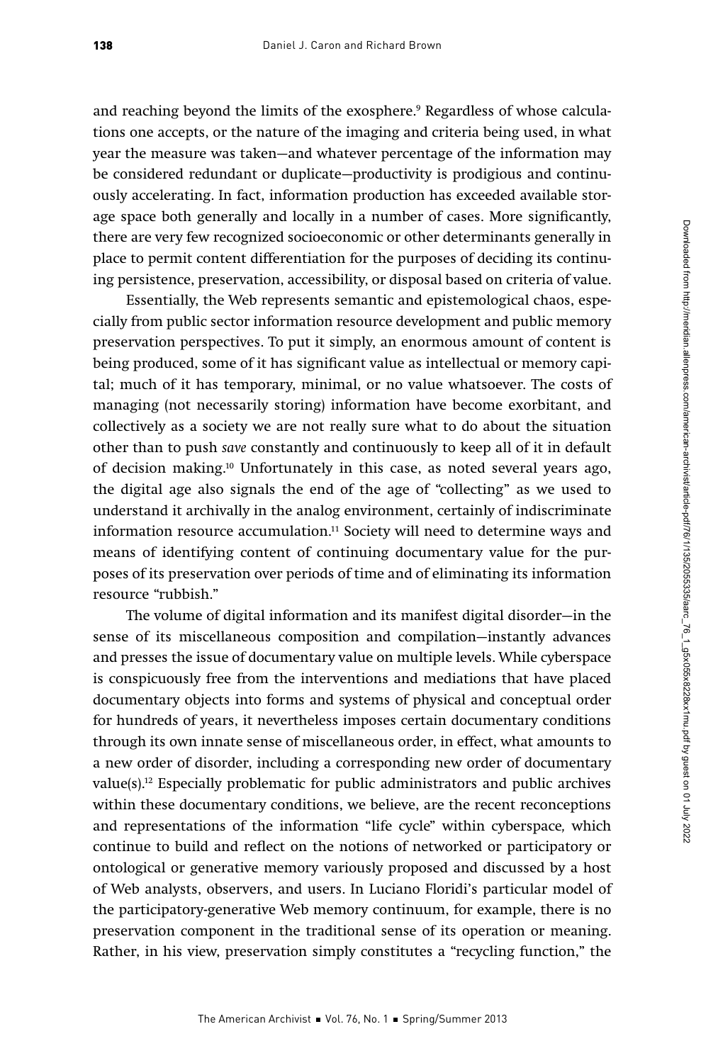and reaching beyond the limits of the exosphere.[9] Regardless of whose calculations one accepts, or the nature of the imaging and criteria being used, in what year the measure was taken—and whatever percentage of the information may be considered redundant or duplicate—productivity is prodigious and continuously accelerating. In fact, information production has exceeded available storage space both generally and locally in a number of cases. More significantly, there are very few recognized socioeconomic or other determinants generally in place to permit content differentiation for the purposes of deciding its continuing persistence, preservation, accessibility, or disposal based on criteria of value.

Essentially, the Web represents semantic and epistemological chaos, especially from public sector information resource development and public memory preservation perspectives. To put it simply, an enormous amount of content is being produced, some of it has significant value as intellectual or memory capital; much of it has temporary, minimal, or no value whatsoever. The costs of managing (not necessarily storing) information have become exorbitant, and collectively as a society we are not really sure what to do about the situation other than to push *save* constantly and continuously to keep all of it in default of decision making.[10] Unfortunately in this case, as noted several years ago, the digital age also signals the end of the age of "collecting" as we used to understand it archivally in the analog environment, certainly of indiscriminate information resource accumulation.[11] Society will need to determine ways and means of identifying content of continuing documentary value for the purposes of its preservation over periods of time and of eliminating its information resource "rubbish."

The volume of digital information and its manifest digital disorder—in the sense of its miscellaneous composition and compilation—instantly advances and presses the issue of documentary value on multiple levels. While cyberspace is conspicuously free from the interventions and mediations that have placed documentary objects into forms and systems of physical and conceptual order for hundreds of years, it nevertheless imposes certain documentary conditions through its own innate sense of miscellaneous order, in effect, what amounts to a new order of disorder, including a corresponding new order of documentary value(s).[12] Especially problematic for public administrators and public archives within these documentary conditions, we believe, are the recent reconceptions and representations of the information "life cycle" within cyberspace, which continue to build and reflect on the notions of networked or participatory or ontological or generative memory variously proposed and discussed by a host of Web analysts, observers, and users. In Luciano Floridi's particular model of the participatory-generative Web memory continuum, for example, there is no preservation component in the traditional sense of its operation or meaning. Rather, in his view, preservation simply constitutes a "recycling function," the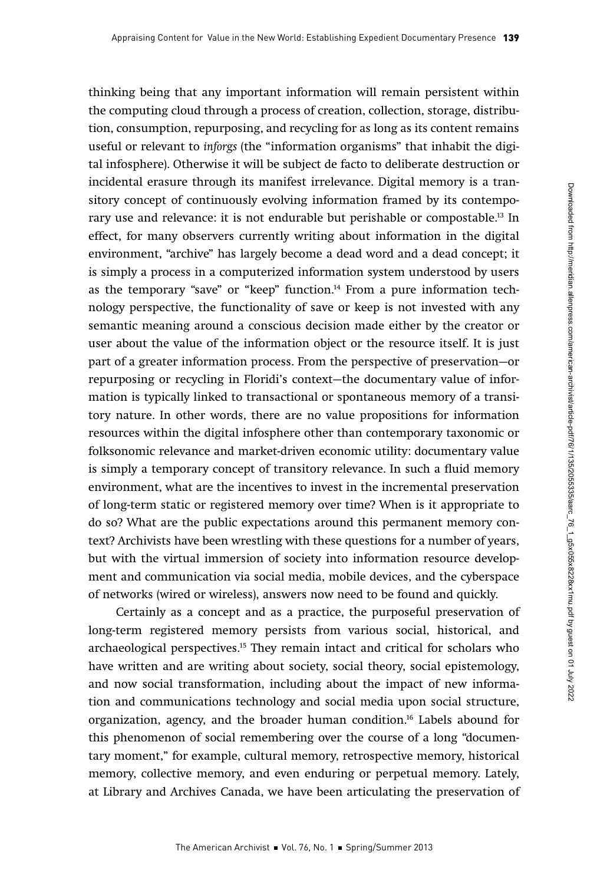thinking being that any important information will remain persistent within the computing cloud through a process of creation, collection, storage, distribution, consumption, repurposing, and recycling for as long as its content remains useful or relevant to *inforgs* (the "information organisms" that inhabit the digital infosphere). Otherwise it will be subject de facto to deliberate destruction or incidental erasure through its manifest irrelevance. Digital memory is a transitory concept of continuously evolving information framed by its contemporary use and relevance: it is not endurable but perishable or compostable.[13] In effect, for many observers currently writing about information in the digital environment, "archive" has largely become a dead word and a dead concept; it is simply a process in a computerized information system understood by users as the temporary "save" or "keep" function.[14] From a pure information technology perspective, the functionality of save or keep is not invested with any semantic meaning around a conscious decision made either by the creator or user about the value of the information object or the resource itself. It is just part of a greater information process. From the perspective of preservation—or repurposing or recycling in Floridi's context—the documentary value of information is typically linked to transactional or spontaneous memory of a transitory nature. In other words, there are no value propositions for information resources within the digital infosphere other than contemporary taxonomic or folksonomic relevance and market-driven economic utility: documentary value is simply a temporary concept of transitory relevance. In such a fluid memory environment, what are the incentives to invest in the incremental preservation of long-term static or registered memory over time? When is it appropriate to do so? What are the public expectations around this permanent memory context? Archivists have been wrestling with these questions for a number of years, but with the virtual immersion of society into information resource development and communication via social media, mobile devices, and the cyberspace of networks (wired or wireless), answers now need to be found and quickly.

Certainly as a concept and as a practice, the purposeful preservation of long-term registered memory persists from various social, historical, and archaeological perspectives.[15] They remain intact and critical for scholars who have written and are writing about society, social theory, social epistemology, and now social transformation, including about the impact of new information and communications technology and social media upon social structure, organization, agency, and the broader human condition.[16] Labels abound for this phenomenon of social remembering over the course of a long "documentary moment," for example, cultural memory, retrospective memory, historical memory, collective memory, and even enduring or perpetual memory. Lately, at Library and Archives Canada, we have been articulating the preservation of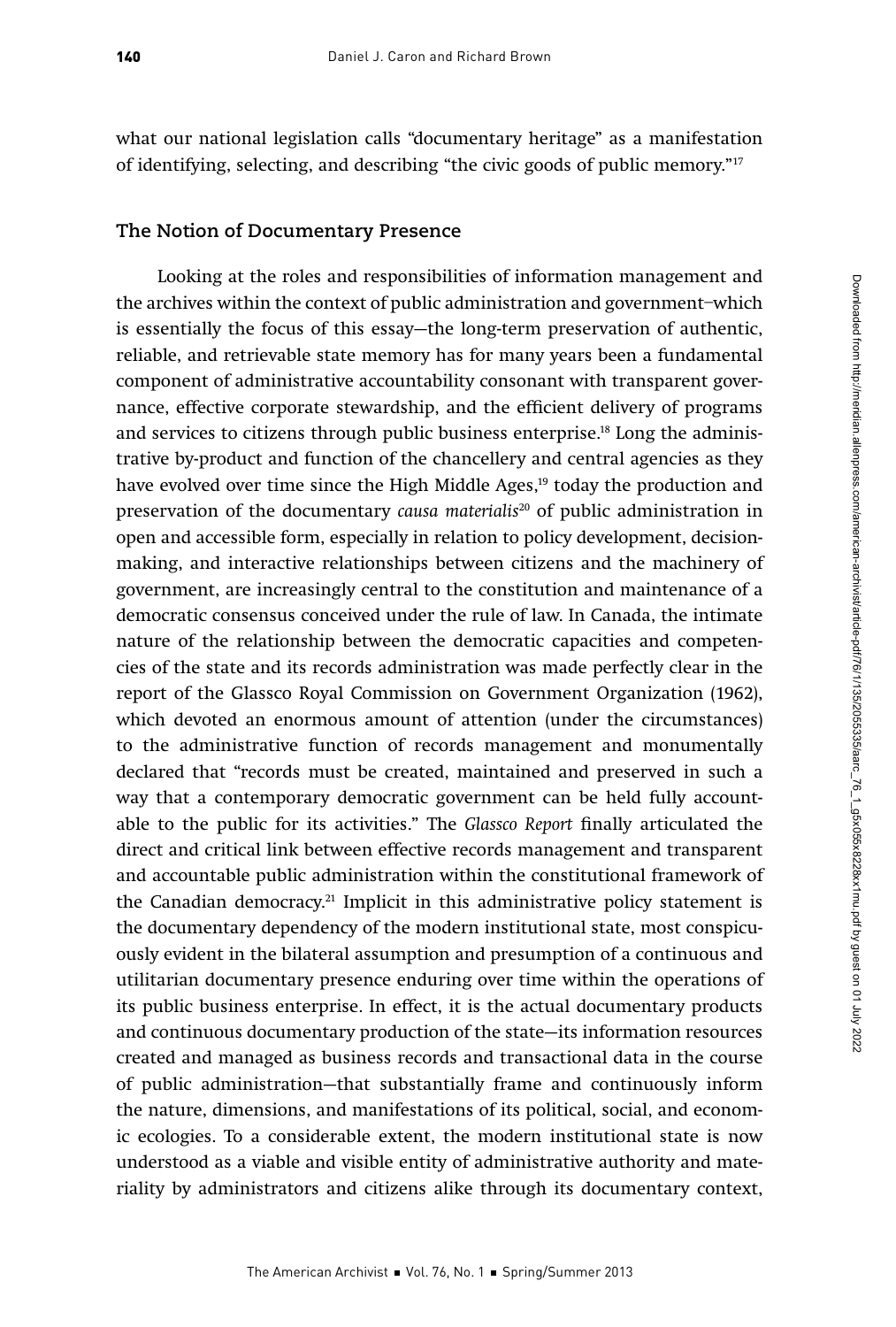what our national legislation calls "documentary heritage" as a manifestation of identifying, selecting, and describing "the civic goods of public memory."[17]

## The Notion of Documentary Presence

Looking at the roles and responsibilities of information management and the archives within the context of public administration and government–which is essentially the focus of this essay—the long-term preservation of authentic, reliable, and retrievable state memory has for many years been a fundamental component of administrative accountability consonant with transparent governance, effective corporate stewardship, and the efficient delivery of programs and services to citizens through public business enterprise.[18] Long the administrative by-product and function of the chancellery and central agencies as they have evolved over time since the High Middle Ages,[19] today the production and preservation of the documentary *causa materialis*[20] of public administration in open and accessible form, especially in relation to policy development, decision-making, and interactive relationships between citizens and the machinery of government, are increasingly central to the constitution and maintenance of a democratic consensus conceived under the rule of law. In Canada, the intimate nature of the relationship between the democratic capacities and competencies of the state and its records administration was made perfectly clear in the report of the Glassco Royal Commission on Government Organization (1962), which devoted an enormous amount of attention (under the circumstances) to the administrative function of records management and monumentally declared that "records must be created, maintained and preserved in such a way that a contemporary democratic government can be held fully accountable to the public for its activities." The *Glassco Report* finally articulated the direct and critical link between effective records management and transparent and accountable public administration within the constitutional framework of the Canadian democracy.[21] Implicit in this administrative policy statement is the documentary dependency of the modern institutional state, most conspicuously evident in the bilateral assumption and presumption of a continuous and utilitarian documentary presence enduring over time within the operations of its public business enterprise. In effect, it is the actual documentary products and continuous documentary production of the state—its information resources created and managed as business records and transactional data in the course of public administration—that substantially frame and continuously inform the nature, dimensions, and manifestations of its political, social, and economic ecologies. To a considerable extent, the modern institutional state is now understood as a viable and visible entity of administrative authority and materiality by administrators and citizens alike through its documentary context,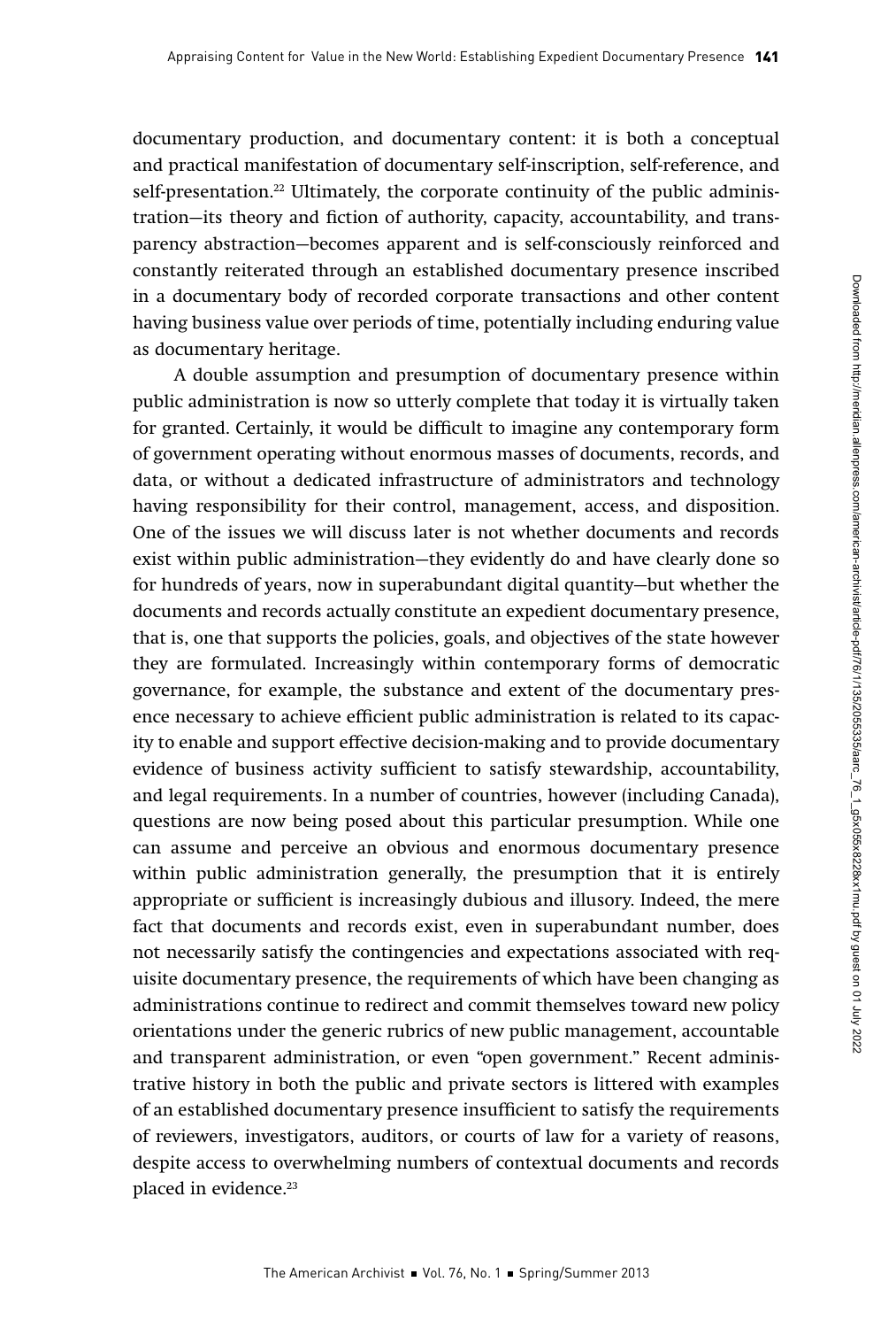documentary production, and documentary content: it is both a conceptual and practical manifestation of documentary self-inscription, self-reference, and self-presentation.[22] Ultimately, the corporate continuity of the public administration—its theory and fiction of authority, capacity, accountability, and transparency abstraction—becomes apparent and is self-consciously reinforced and constantly reiterated through an established documentary presence inscribed in a documentary body of recorded corporate transactions and other content having business value over periods of time, potentially including enduring value as documentary heritage.

A double assumption and presumption of documentary presence within public administration is now so utterly complete that today it is virtually taken for granted. Certainly, it would be difficult to imagine any contemporary form of government operating without enormous masses of documents, records, and data, or without a dedicated infrastructure of administrators and technology having responsibility for their control, management, access, and disposition. One of the issues we will discuss later is not whether documents and records exist within public administration—they evidently do and have clearly done so for hundreds of years, now in superabundant digital quantity—but whether the documents and records actually constitute an expedient documentary presence, that is, one that supports the policies, goals, and objectives of the state however they are formulated. Increasingly within contemporary forms of democratic governance, for example, the substance and extent of the documentary presence necessary to achieve efficient public administration is related to its capacity to enable and support effective decision-making and to provide documentary evidence of business activity sufficient to satisfy stewardship, accountability, and legal requirements. In a number of countries, however (including Canada), questions are now being posed about this particular presumption. While one can assume and perceive an obvious and enormous documentary presence within public administration generally, the presumption that it is entirely appropriate or sufficient is increasingly dubious and illusory. Indeed, the mere fact that documents and records exist, even in superabundant number, does not necessarily satisfy the contingencies and expectations associated with requisite documentary presence, the requirements of which have been changing as administrations continue to redirect and commit themselves toward new policy orientations under the generic rubrics of new public management, accountable and transparent administration, or even "open government." Recent administrative history in both the public and private sectors is littered with examples of an established documentary presence insufficient to satisfy the requirements of reviewers, investigators, auditors, or courts of law for a variety of reasons, despite access to overwhelming numbers of contextual documents and records placed in evidence.[23]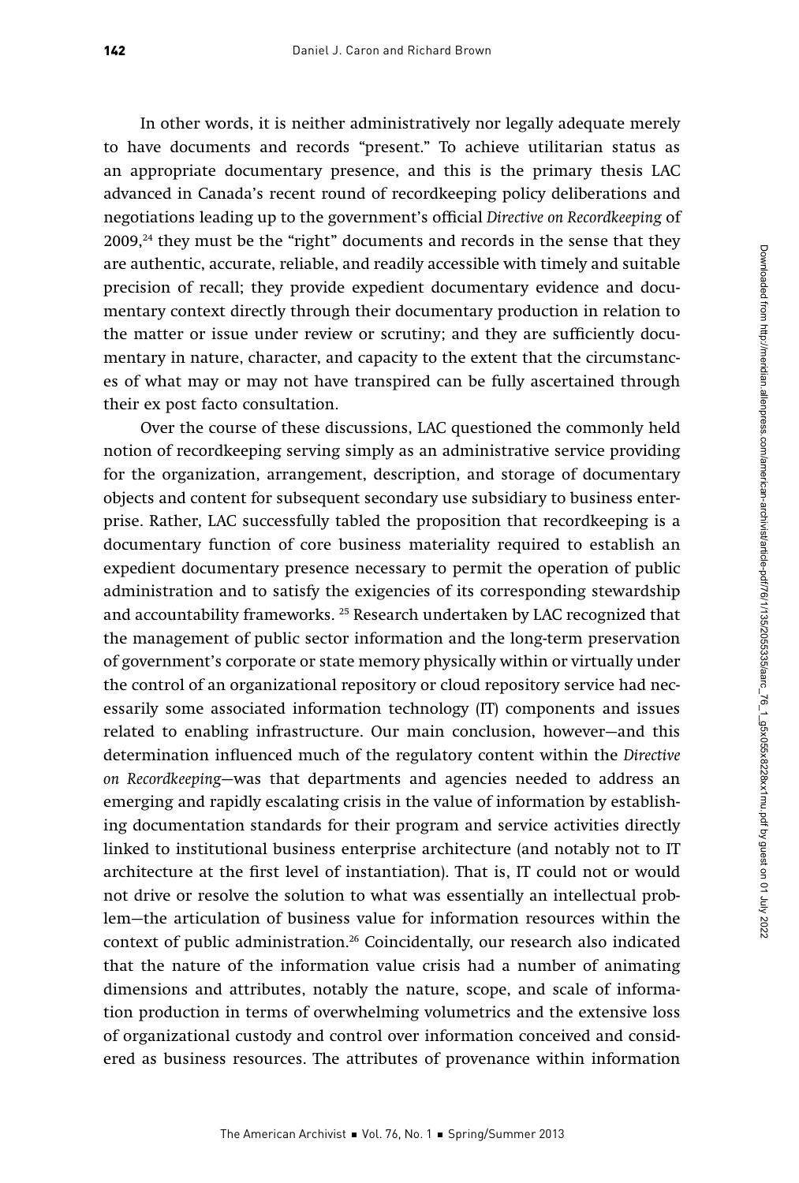In other words, it is neither administratively nor legally adequate merely to have documents and records "present." To achieve utilitarian status as an appropriate documentary presence, and this is the primary thesis LAC advanced in Canada's recent round of recordkeeping policy deliberations and negotiations leading up to the government's official *Directive on Recordkeeping* of 2009,[24] they must be the "right" documents and records in the sense that they are authentic, accurate, reliable, and readily accessible with timely and suitable precision of recall; they provide expedient documentary evidence and documentary context directly through their documentary production in relation to the matter or issue under review or scrutiny; and they are sufficiently documentary in nature, character, and capacity to the extent that the circumstances of what may or may not have transpired can be fully ascertained through their ex post facto consultation.

Over the course of these discussions, LAC questioned the commonly held notion of recordkeeping serving simply as an administrative service providing for the organization, arrangement, description, and storage of documentary objects and content for subsequent secondary use subsidiary to business enterprise. Rather, LAC successfully tabled the proposition that recordkeeping is a documentary function of core business materiality required to establish an expedient documentary presence necessary to permit the operation of public administration and to satisfy the exigencies of its corresponding stewardship and accountability frameworks. [25] Research undertaken by LAC recognized that the management of public sector information and the long-term preservation of government's corporate or state memory physically within or virtually under the control of an organizational repository or cloud repository service had necessarily some associated information technology (IT) components and issues related to enabling infrastructure. Our main conclusion, however—and this determination influenced much of the regulatory content within the *Directive on Recordkeeping*—was that departments and agencies needed to address an emerging and rapidly escalating crisis in the value of information by establishing documentation standards for their program and service activities directly linked to institutional business enterprise architecture (and notably not to IT architecture at the first level of instantiation). That is, IT could not or would not drive or resolve the solution to what was essentially an intellectual problem—the articulation of business value for information resources within the context of public administration.[26] Coincidentally, our research also indicated that the nature of the information value crisis had a number of animating dimensions and attributes, notably the nature, scope, and scale of information production in terms of overwhelming volumetrics and the extensive loss of organizational custody and control over information conceived and considered as business resources. The attributes of provenance within information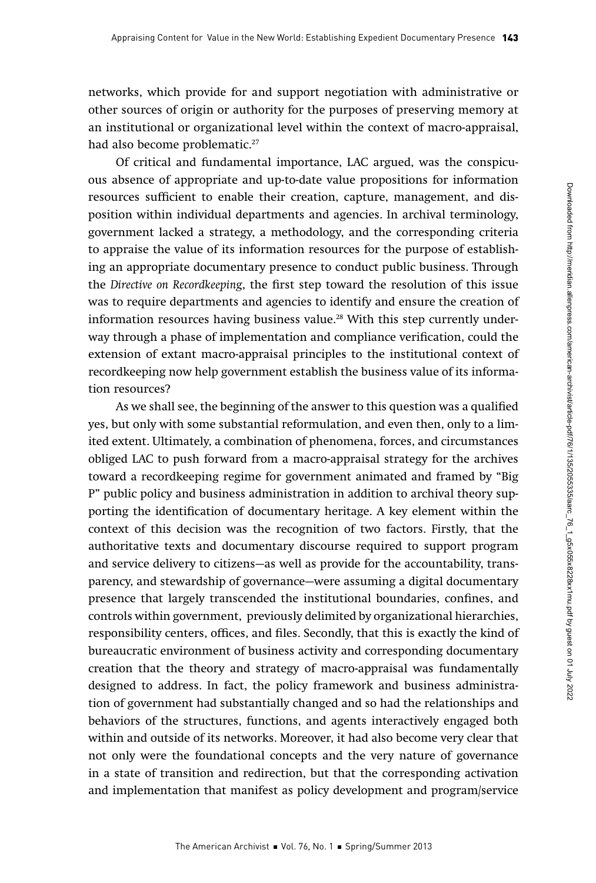networks, which provide for and support negotiation with administrative or other sources of origin or authority for the purposes of preserving memory at an institutional or organizational level within the context of macro-appraisal, had also become problematic.[27]

Of critical and fundamental importance, LAC argued, was the conspicuous absence of appropriate and up-to-date value propositions for information resources sufficient to enable their creation, capture, management, and disposition within individual departments and agencies. In archival terminology, government lacked a strategy, a methodology, and the corresponding criteria to appraise the value of its information resources for the purpose of establishing an appropriate documentary presence to conduct public business. Through the *Directive on Recordkeeping*, the first step toward the resolution of this issue was to require departments and agencies to identify and ensure the creation of information resources having business value.[28] With this step currently underway through a phase of implementation and compliance verification, could the extension of extant macro-appraisal principles to the institutional context of recordkeeping now help government establish the business value of its information resources?

As we shall see, the beginning of the answer to this question was a qualified yes, but only with some substantial reformulation, and even then, only to a limited extent. Ultimately, a combination of phenomena, forces, and circumstances obliged LAC to push forward from a macro-appraisal strategy for the archives toward a recordkeeping regime for government animated and framed by "Big P" public policy and business administration in addition to archival theory supporting the identification of documentary heritage. A key element within the context of this decision was the recognition of two factors. Firstly, that the authoritative texts and documentary discourse required to support program and service delivery to citizens—as well as provide for the accountability, transparency, and stewardship of governance—were assuming a digital documentary presence that largely transcended the institutional boundaries, confines, and controls within government, previously delimited by organizational hierarchies, responsibility centers, offices, and files. Secondly, that this is exactly the kind of bureaucratic environment of business activity and corresponding documentary creation that the theory and strategy of macro-appraisal was fundamentally designed to address. In fact, the policy framework and business administration of government had substantially changed and so had the relationships and behaviors of the structures, functions, and agents interactively engaged both within and outside of its networks. Moreover, it had also become very clear that not only were the foundational concepts and the very nature of governance in a state of transition and redirection, but that the corresponding activation and implementation that manifest as policy development and program/service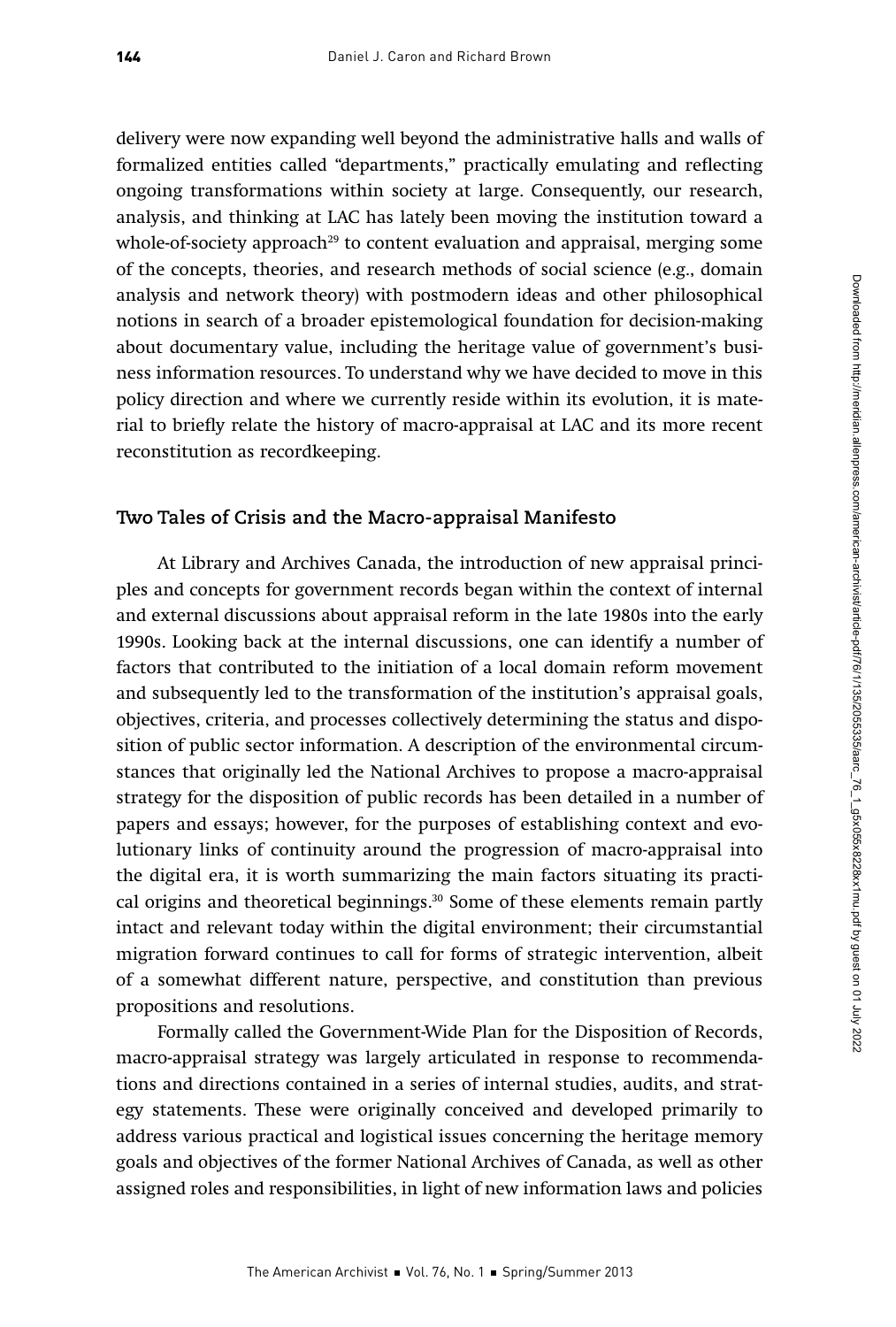delivery were now expanding well beyond the administrative halls and walls of formalized entities called "departments," practically emulating and reflecting ongoing transformations within society at large. Consequently, our research, analysis, and thinking at LAC has lately been moving the institution toward a whole-of-society approach[29] to content evaluation and appraisal, merging some of the concepts, theories, and research methods of social science (e.g., domain analysis and network theory) with postmodern ideas and other philosophical notions in search of a broader epistemological foundation for decision-making about documentary value, including the heritage value of government's business information resources. To understand why we have decided to move in this policy direction and where we currently reside within its evolution, it is material to briefly relate the history of macro-appraisal at LAC and its more recent reconstitution as recordkeeping.

## Two Tales of Crisis and the Macro-appraisal Manifesto

At Library and Archives Canada, the introduction of new appraisal principles and concepts for government records began within the context of internal and external discussions about appraisal reform in the late 1980s into the early 1990s. Looking back at the internal discussions, one can identify a number of factors that contributed to the initiation of a local domain reform movement and subsequently led to the transformation of the institution's appraisal goals, objectives, criteria, and processes collectively determining the status and disposition of public sector information. A description of the environmental circumstances that originally led the National Archives to propose a macro-appraisal strategy for the disposition of public records has been detailed in a number of papers and essays; however, for the purposes of establishing context and evolutionary links of continuity around the progression of macro-appraisal into the digital era, it is worth summarizing the main factors situating its practical origins and theoretical beginnings.[30] Some of these elements remain partly intact and relevant today within the digital environment; their circumstantial migration forward continues to call for forms of strategic intervention, albeit of a somewhat different nature, perspective, and constitution than previous propositions and resolutions.

Formally called the Government-Wide Plan for the Disposition of Records, macro-appraisal strategy was largely articulated in response to recommendations and directions contained in a series of internal studies, audits, and strategy statements. These were originally conceived and developed primarily to address various practical and logistical issues concerning the heritage memory goals and objectives of the former National Archives of Canada, as well as other assigned roles and responsibilities, in light of new information laws and policies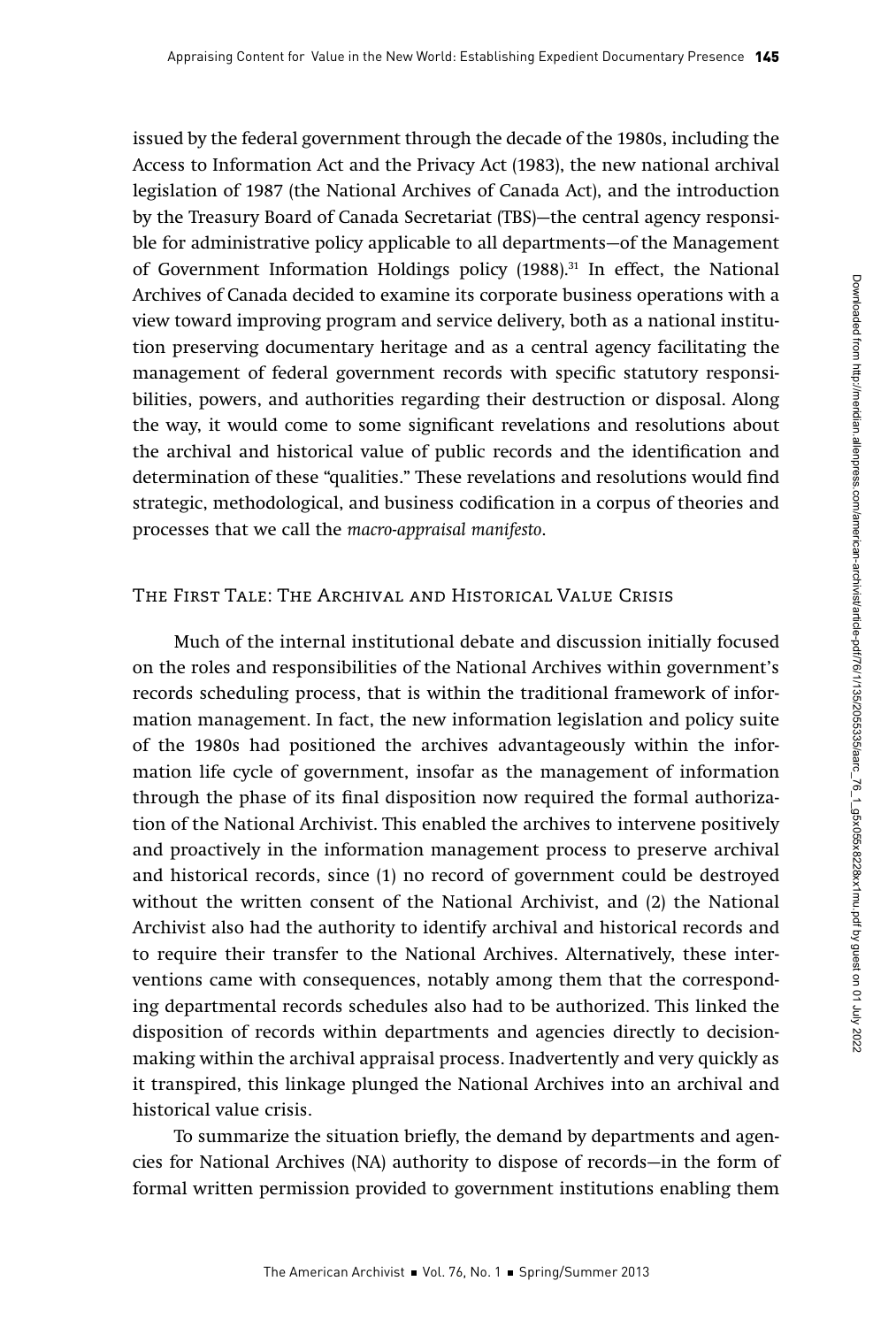issued by the federal government through the decade of the 1980s, including the Access to Information Act and the Privacy Act (1983), the new national archival legislation of 1987 (the National Archives of Canada Act), and the introduction by the Treasury Board of Canada Secretariat (TBS)—the central agency responsible for administrative policy applicable to all departments—of the Management of Government Information Holdings policy (1988).[31] In effect, the National Archives of Canada decided to examine its corporate business operations with a view toward improving program and service delivery, both as a national institution preserving documentary heritage and as a central agency facilitating the management of federal government records with specific statutory responsibilities, powers, and authorities regarding their destruction or disposal. Along the way, it would come to some significant revelations and resolutions about the archival and historical value of public records and the identification and determination of these "qualities." These revelations and resolutions would find strategic, methodological, and business codification in a corpus of theories and processes that we call the *macro-appraisal manifesto*.

## The First Tale: The Archival and Historical Value Crisis

Much of the internal institutional debate and discussion initially focused on the roles and responsibilities of the National Archives within government's records scheduling process, that is within the traditional framework of information management. In fact, the new information legislation and policy suite of the 1980s had positioned the archives advantageously within the information life cycle of government, insofar as the management of information through the phase of its final disposition now required the formal authorization of the National Archivist. This enabled the archives to intervene positively and proactively in the information management process to preserve archival and historical records, since (1) no record of government could be destroyed without the written consent of the National Archivist, and (2) the National Archivist also had the authority to identify archival and historical records and to require their transfer to the National Archives. Alternatively, these interventions came with consequences, notably among them that the corresponding departmental records schedules also had to be authorized. This linked the disposition of records within departments and agencies directly to decision-making within the archival appraisal process. Inadvertently and very quickly as it transpired, this linkage plunged the National Archives into an archival and historical value crisis.

To summarize the situation briefly, the demand by departments and agencies for National Archives (NA) authority to dispose of records—in the form of formal written permission provided to government institutions enabling them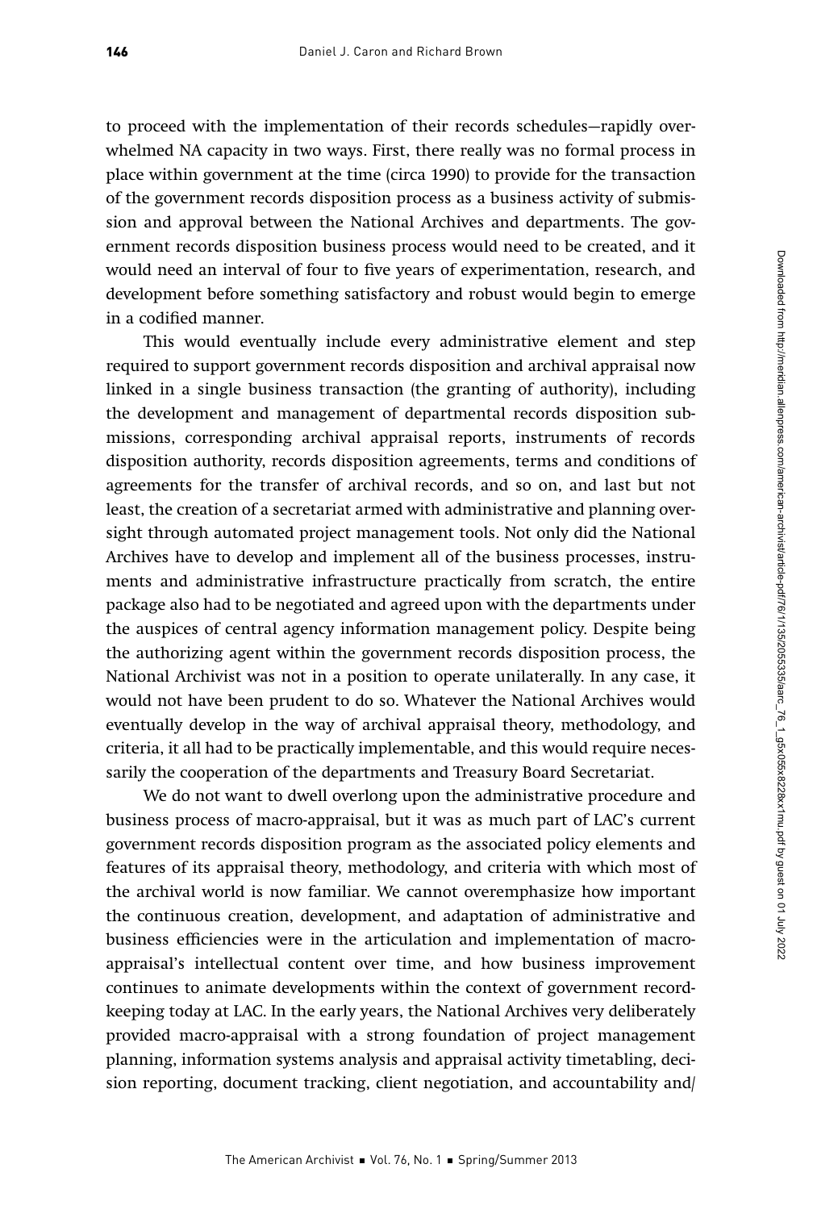to proceed with the implementation of their records schedules—rapidly overwhelmed NA capacity in two ways. First, there really was no formal process in place within government at the time (circa 1990) to provide for the transaction of the government records disposition process as a business activity of submission and approval between the National Archives and departments. The government records disposition business process would need to be created, and it would need an interval of four to five years of experimentation, research, and development before something satisfactory and robust would begin to emerge in a codified manner.

This would eventually include every administrative element and step required to support government records disposition and archival appraisal now linked in a single business transaction (the granting of authority), including the development and management of departmental records disposition submissions, corresponding archival appraisal reports, instruments of records disposition authority, records disposition agreements, terms and conditions of agreements for the transfer of archival records, and so on, and last but not least, the creation of a secretariat armed with administrative and planning oversight through automated project management tools. Not only did the National Archives have to develop and implement all of the business processes, instruments and administrative infrastructure practically from scratch, the entire package also had to be negotiated and agreed upon with the departments under the auspices of central agency information management policy. Despite being the authorizing agent within the government records disposition process, the National Archivist was not in a position to operate unilaterally. In any case, it would not have been prudent to do so. Whatever the National Archives would eventually develop in the way of archival appraisal theory, methodology, and criteria, it all had to be practically implementable, and this would require necessarily the cooperation of the departments and Treasury Board Secretariat.

We do not want to dwell overlong upon the administrative procedure and business process of macro-appraisal, but it was as much part of LAC's current government records disposition program as the associated policy elements and features of its appraisal theory, methodology, and criteria with which most of the archival world is now familiar. We cannot overemphasize how important the continuous creation, development, and adaptation of administrative and business efficiencies were in the articulation and implementation of macro-appraisal's intellectual content over time, and how business improvement continues to animate developments within the context of government recordkeeping today at LAC. In the early years, the National Archives very deliberately provided macro-appraisal with a strong foundation of project management planning, information systems analysis and appraisal activity timetabling, decision reporting, document tracking, client negotiation, and accountability and/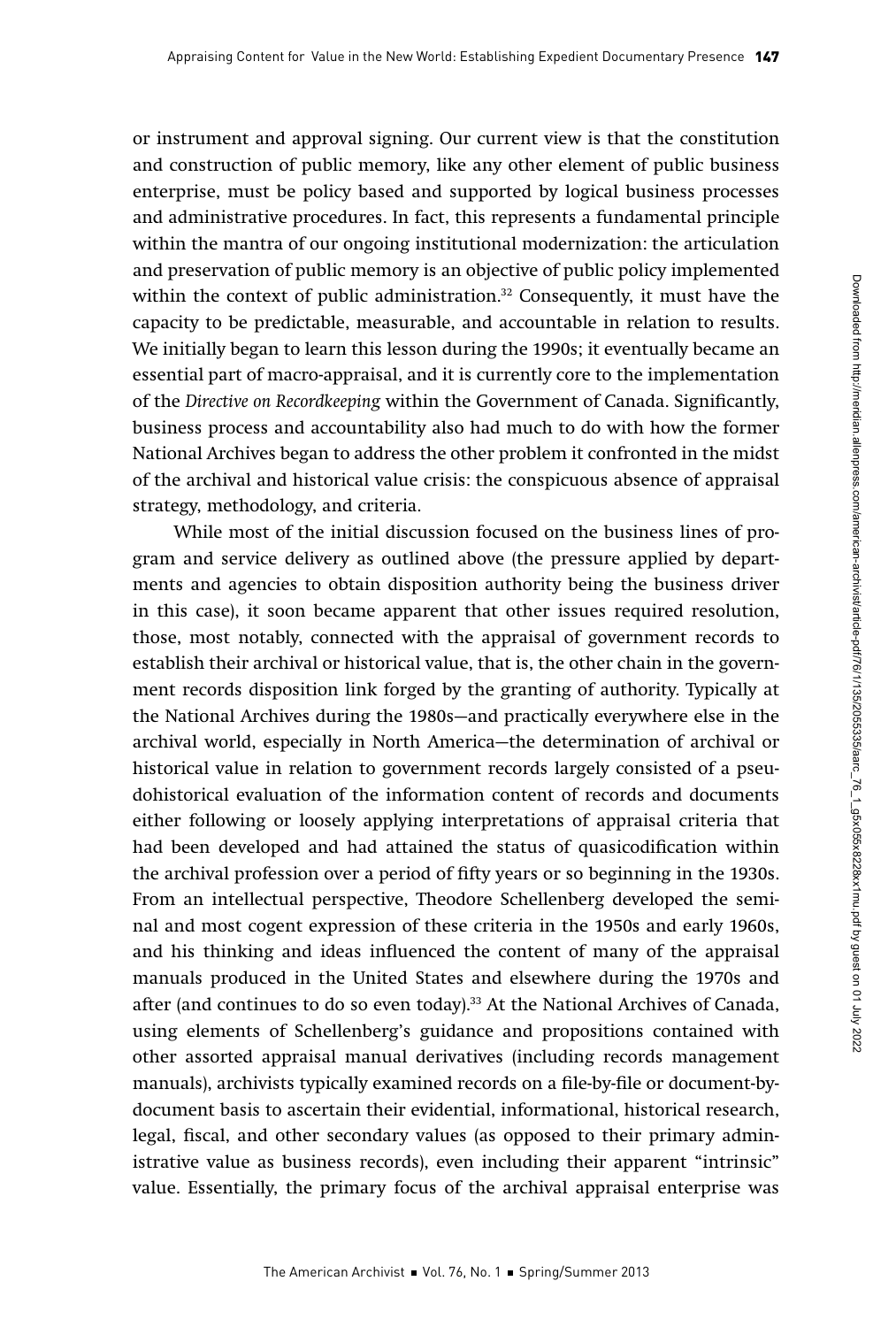or instrument and approval signing. Our current view is that the constitution and construction of public memory, like any other element of public business enterprise, must be policy based and supported by logical business processes and administrative procedures. In fact, this represents a fundamental principle within the mantra of our ongoing institutional modernization: the articulation and preservation of public memory is an objective of public policy implemented within the context of public administration.[32] Consequently, it must have the capacity to be predictable, measurable, and accountable in relation to results. We initially began to learn this lesson during the 1990s; it eventually became an essential part of macro-appraisal, and it is currently core to the implementation of the *Directive on Recordkeeping* within the Government of Canada. Significantly, business process and accountability also had much to do with how the former National Archives began to address the other problem it confronted in the midst of the archival and historical value crisis: the conspicuous absence of appraisal strategy, methodology, and criteria.

While most of the initial discussion focused on the business lines of program and service delivery as outlined above (the pressure applied by departments and agencies to obtain disposition authority being the business driver in this case), it soon became apparent that other issues required resolution, those, most notably, connected with the appraisal of government records to establish their archival or historical value, that is, the other chain in the government records disposition link forged by the granting of authority. Typically at the National Archives during the 1980s—and practically everywhere else in the archival world, especially in North America—the determination of archival or historical value in relation to government records largely consisted of a pseudohistorical evaluation of the information content of records and documents either following or loosely applying interpretations of appraisal criteria that had been developed and had attained the status of quasicodification within the archival profession over a period of fifty years or so beginning in the 1930s. From an intellectual perspective, Theodore Schellenberg developed the seminal and most cogent expression of these criteria in the 1950s and early 1960s, and his thinking and ideas influenced the content of many of the appraisal manuals produced in the United States and elsewhere during the 1970s and after (and continues to do so even today).[33] At the National Archives of Canada, using elements of Schellenberg's guidance and propositions contained with other assorted appraisal manual derivatives (including records management manuals), archivists typically examined records on a file-by-file or document-by-document basis to ascertain their evidential, informational, historical research, legal, fiscal, and other secondary values (as opposed to their primary administrative value as business records), even including their apparent "intrinsic" value. Essentially, the primary focus of the archival appraisal enterprise was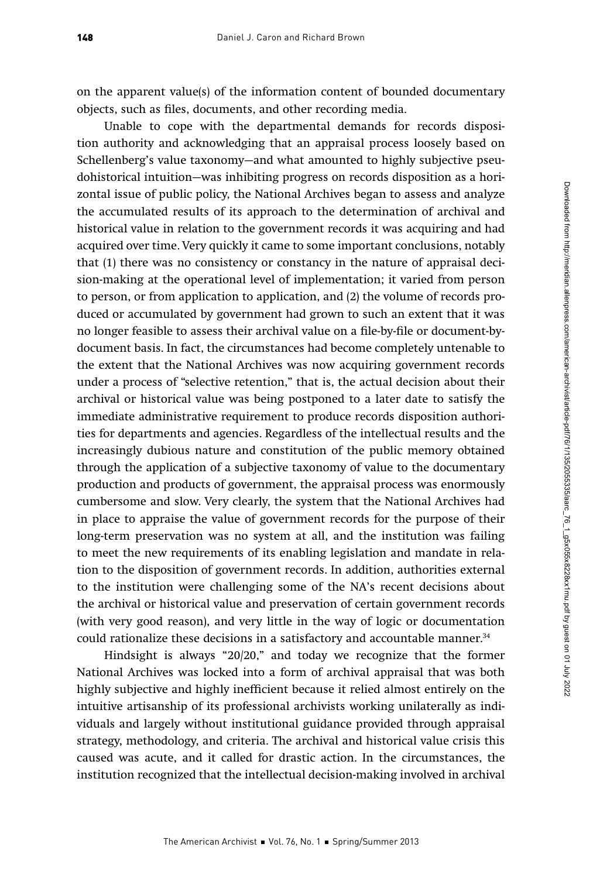on the apparent value(s) of the information content of bounded documentary objects, such as files, documents, and other recording media.

Unable to cope with the departmental demands for records disposition authority and acknowledging that an appraisal process loosely based on Schellenberg's value taxonomy—and what amounted to highly subjective pseudohistorical intuition—was inhibiting progress on records disposition as a horizontal issue of public policy, the National Archives began to assess and analyze the accumulated results of its approach to the determination of archival and historical value in relation to the government records it was acquiring and had acquired over time. Very quickly it came to some important conclusions, notably that (1) there was no consistency or constancy in the nature of appraisal decision-making at the operational level of implementation; it varied from person to person, or from application to application, and (2) the volume of records produced or accumulated by government had grown to such an extent that it was no longer feasible to assess their archival value on a file-by-file or document-by-document basis. In fact, the circumstances had become completely untenable to the extent that the National Archives was now acquiring government records under a process of "selective retention," that is, the actual decision about their archival or historical value was being postponed to a later date to satisfy the immediate administrative requirement to produce records disposition authorities for departments and agencies. Regardless of the intellectual results and the increasingly dubious nature and constitution of the public memory obtained through the application of a subjective taxonomy of value to the documentary production and products of government, the appraisal process was enormously cumbersome and slow. Very clearly, the system that the National Archives had in place to appraise the value of government records for the purpose of their long-term preservation was no system at all, and the institution was failing to meet the new requirements of its enabling legislation and mandate in relation to the disposition of government records. In addition, authorities external to the institution were challenging some of the NA's recent decisions about the archival or historical value and preservation of certain government records (with very good reason), and very little in the way of logic or documentation could rationalize these decisions in a satisfactory and accountable manner.[34]

Hindsight is always "20/20," and today we recognize that the former National Archives was locked into a form of archival appraisal that was both highly subjective and highly inefficient because it relied almost entirely on the intuitive artisanship of its professional archivists working unilaterally as individuals and largely without institutional guidance provided through appraisal strategy, methodology, and criteria. The archival and historical value crisis this caused was acute, and it called for drastic action. In the circumstances, the institution recognized that the intellectual decision-making involved in archival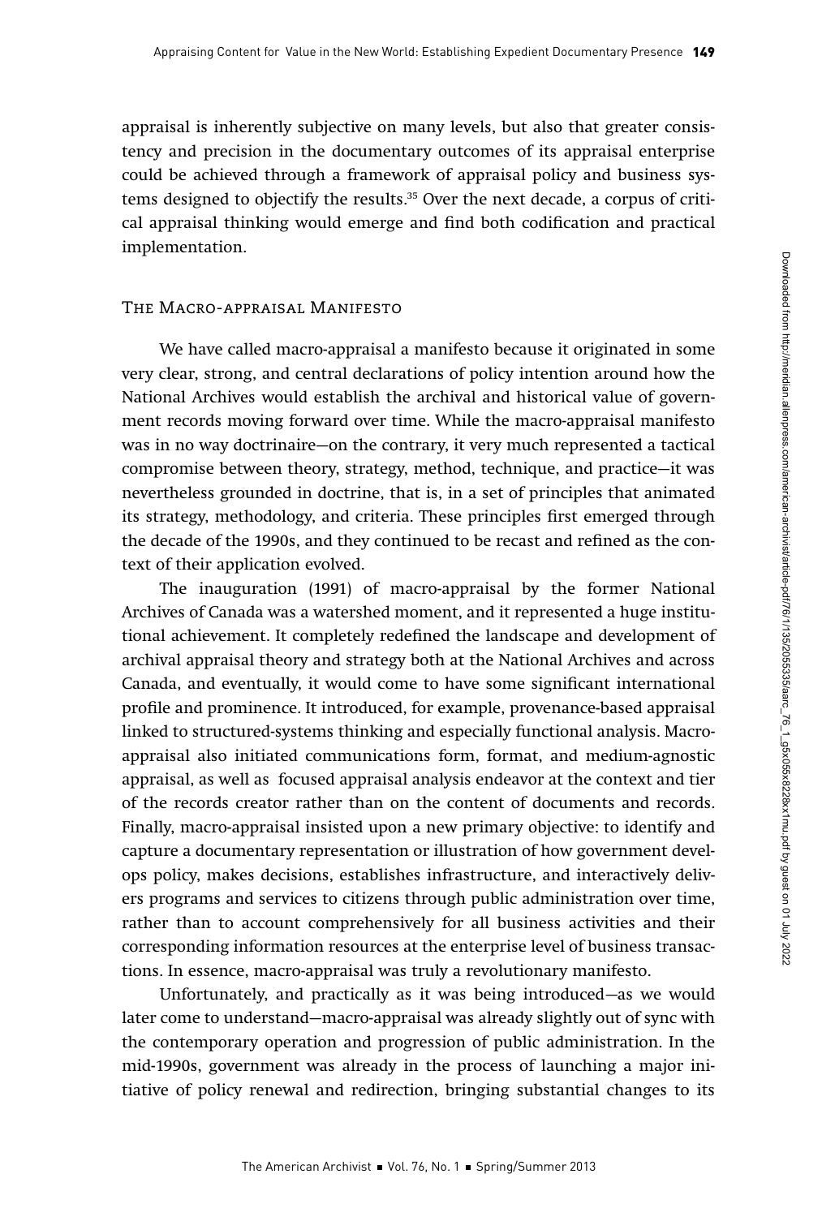appraisal is inherently subjective on many levels, but also that greater consistency and precision in the documentary outcomes of its appraisal enterprise could be achieved through a framework of appraisal policy and business systems designed to objectify the results.[35] Over the next decade, a corpus of critical appraisal thinking would emerge and find both codification and practical implementation.

## The Macro-appraisal Manifesto

We have called macro-appraisal a manifesto because it originated in some very clear, strong, and central declarations of policy intention around how the National Archives would establish the archival and historical value of government records moving forward over time. While the macro-appraisal manifesto was in no way doctrinaire—on the contrary, it very much represented a tactical compromise between theory, strategy, method, technique, and practice—it was nevertheless grounded in doctrine, that is, in a set of principles that animated its strategy, methodology, and criteria. These principles first emerged through the decade of the 1990s, and they continued to be recast and refined as the context of their application evolved.

The inauguration (1991) of macro-appraisal by the former National Archives of Canada was a watershed moment, and it represented a huge institutional achievement. It completely redefined the landscape and development of archival appraisal theory and strategy both at the National Archives and across Canada, and eventually, it would come to have some significant international profile and prominence. It introduced, for example, provenance-based appraisal linked to structured-systems thinking and especially functional analysis. Macro-appraisal also initiated communications form, format, and medium-agnostic appraisal, as well as focused appraisal analysis endeavor at the context and tier of the records creator rather than on the content of documents and records. Finally, macro-appraisal insisted upon a new primary objective: to identify and capture a documentary representation or illustration of how government develops policy, makes decisions, establishes infrastructure, and interactively delivers programs and services to citizens through public administration over time, rather than to account comprehensively for all business activities and their corresponding information resources at the enterprise level of business transactions. In essence, macro-appraisal was truly a revolutionary manifesto.

Unfortunately, and practically as it was being introduced—as we would later come to understand—macro-appraisal was already slightly out of sync with the contemporary operation and progression of public administration. In the mid-1990s, government was already in the process of launching a major initiative of policy renewal and redirection, bringing substantial changes to its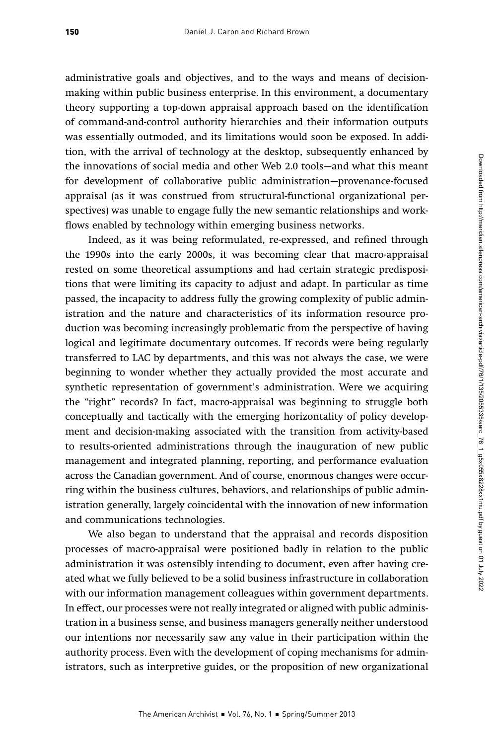administrative goals and objectives, and to the ways and means of decision-making within public business enterprise. In this environment, a documentary theory supporting a top-down appraisal approach based on the identification of command-and-control authority hierarchies and their information outputs was essentially outmoded, and its limitations would soon be exposed. In addition, with the arrival of technology at the desktop, subsequently enhanced by the innovations of social media and other Web 2.0 tools—and what this meant for development of collaborative public administration—provenance-focused appraisal (as it was construed from structural-functional organizational perspectives) was unable to engage fully the new semantic relationships and workflows enabled by technology within emerging business networks.

Indeed, as it was being reformulated, re-expressed, and refined through the 1990s into the early 2000s, it was becoming clear that macro-appraisal rested on some theoretical assumptions and had certain strategic predispositions that were limiting its capacity to adjust and adapt. In particular as time passed, the incapacity to address fully the growing complexity of public administration and the nature and characteristics of its information resource production was becoming increasingly problematic from the perspective of having logical and legitimate documentary outcomes. If records were being regularly transferred to LAC by departments, and this was not always the case, we were beginning to wonder whether they actually provided the most accurate and synthetic representation of government's administration. Were we acquiring the "right" records? In fact, macro-appraisal was beginning to struggle both conceptually and tactically with the emerging horizontality of policy development and decision-making associated with the transition from activity-based to results-oriented administrations through the inauguration of new public management and integrated planning, reporting, and performance evaluation across the Canadian government. And of course, enormous changes were occurring within the business cultures, behaviors, and relationships of public administration generally, largely coincidental with the innovation of new information and communications technologies.

We also began to understand that the appraisal and records disposition processes of macro-appraisal were positioned badly in relation to the public administration it was ostensibly intending to document, even after having created what we fully believed to be a solid business infrastructure in collaboration with our information management colleagues within government departments. In effect, our processes were not really integrated or aligned with public administration in a business sense, and business managers generally neither understood our intentions nor necessarily saw any value in their participation within the authority process. Even with the development of coping mechanisms for administrators, such as interpretive guides, or the proposition of new organizational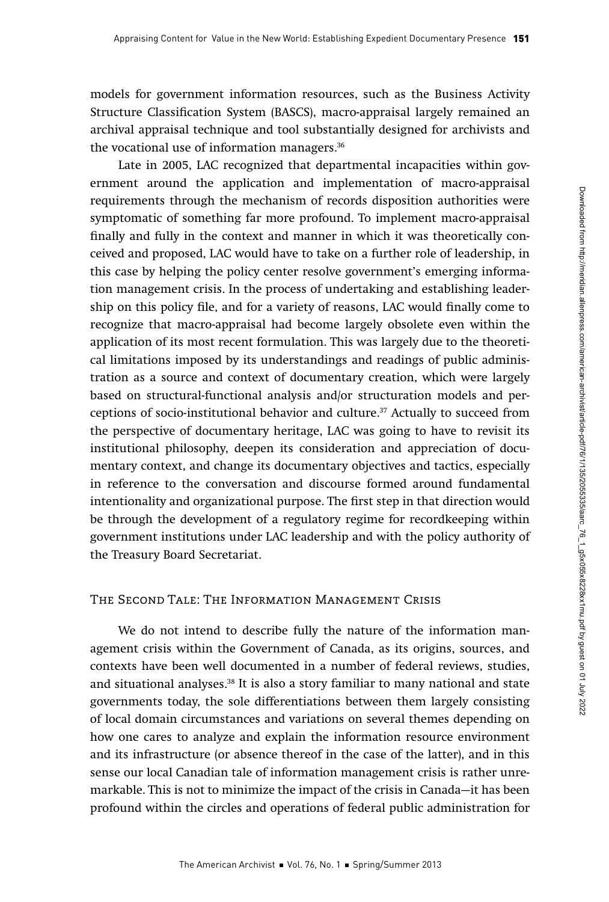models for government information resources, such as the Business Activity Structure Classification System (BASCS), macro-appraisal largely remained an archival appraisal technique and tool substantially designed for archivists and the vocational use of information managers.[36]

Late in 2005, LAC recognized that departmental incapacities within government around the application and implementation of macro-appraisal requirements through the mechanism of records disposition authorities were symptomatic of something far more profound. To implement macro-appraisal finally and fully in the context and manner in which it was theoretically conceived and proposed, LAC would have to take on a further role of leadership, in this case by helping the policy center resolve government's emerging information management crisis. In the process of undertaking and establishing leadership on this policy file, and for a variety of reasons, LAC would finally come to recognize that macro-appraisal had become largely obsolete even within the application of its most recent formulation. This was largely due to the theoretical limitations imposed by its understandings and readings of public administration as a source and context of documentary creation, which were largely based on structural-functional analysis and/or structuration models and perceptions of socio-institutional behavior and culture.[37] Actually to succeed from the perspective of documentary heritage, LAC was going to have to revisit its institutional philosophy, deepen its consideration and appreciation of documentary context, and change its documentary objectives and tactics, especially in reference to the conversation and discourse formed around fundamental intentionality and organizational purpose. The first step in that direction would be through the development of a regulatory regime for recordkeeping within government institutions under LAC leadership and with the policy authority of the Treasury Board Secretariat.

## The Second Tale: The Information Management Crisis

We do not intend to describe fully the nature of the information management crisis within the Government of Canada, as its origins, sources, and contexts have been well documented in a number of federal reviews, studies, and situational analyses.[38] It is also a story familiar to many national and state governments today, the sole differentiations between them largely consisting of local domain circumstances and variations on several themes depending on how one cares to analyze and explain the information resource environment and its infrastructure (or absence thereof in the case of the latter), and in this sense our local Canadian tale of information management crisis is rather unremarkable. This is not to minimize the impact of the crisis in Canada—it has been profound within the circles and operations of federal public administration for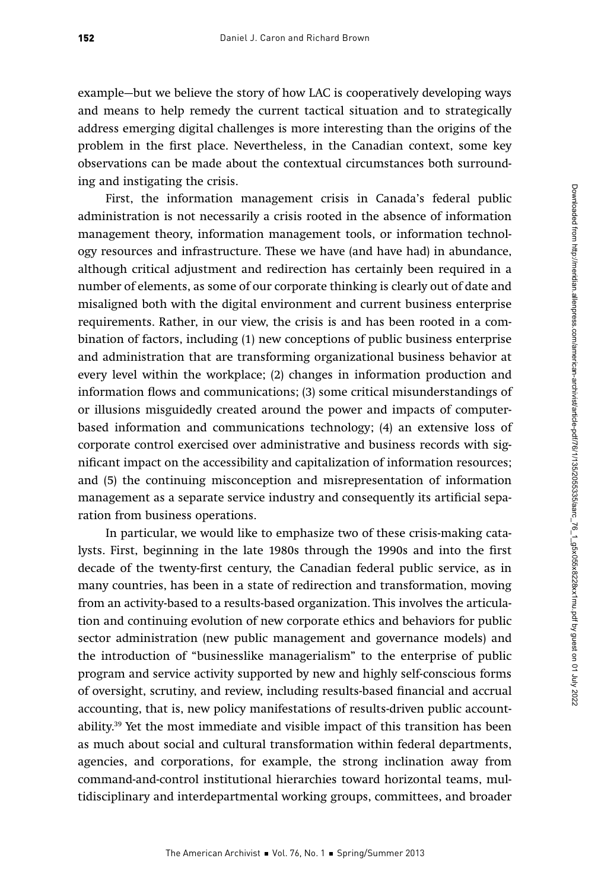example—but we believe the story of how LAC is cooperatively developing ways and means to help remedy the current tactical situation and to strategically address emerging digital challenges is more interesting than the origins of the problem in the first place. Nevertheless, in the Canadian context, some key observations can be made about the contextual circumstances both surrounding and instigating the crisis.

First, the information management crisis in Canada's federal public administration is not necessarily a crisis rooted in the absence of information management theory, information management tools, or information technology resources and infrastructure. These we have (and have had) in abundance, although critical adjustment and redirection has certainly been required in a number of elements, as some of our corporate thinking is clearly out of date and misaligned both with the digital environment and current business enterprise requirements. Rather, in our view, the crisis is and has been rooted in a combination of factors, including (1) new conceptions of public business enterprise and administration that are transforming organizational business behavior at every level within the workplace; (2) changes in information production and information flows and communications; (3) some critical misunderstandings of or illusions misguidedly created around the power and impacts of computer-based information and communications technology; (4) an extensive loss of corporate control exercised over administrative and business records with significant impact on the accessibility and capitalization of information resources; and (5) the continuing misconception and misrepresentation of information management as a separate service industry and consequently its artificial separation from business operations.

In particular, we would like to emphasize two of these crisis-making catalysts. First, beginning in the late 1980s through the 1990s and into the first decade of the twenty-first century, the Canadian federal public service, as in many countries, has been in a state of redirection and transformation, moving from an activity-based to a results-based organization. This involves the articulation and continuing evolution of new corporate ethics and behaviors for public sector administration (new public management and governance models) and the introduction of "businesslike managerialism" to the enterprise of public program and service activity supported by new and highly self-conscious forms of oversight, scrutiny, and review, including results-based financial and accrual accounting, that is, new policy manifestations of results-driven public accountability.[39] Yet the most immediate and visible impact of this transition has been as much about social and cultural transformation within federal departments, agencies, and corporations, for example, the strong inclination away from command-and-control institutional hierarchies toward horizontal teams, multidisciplinary and interdepartmental working groups, committees, and broader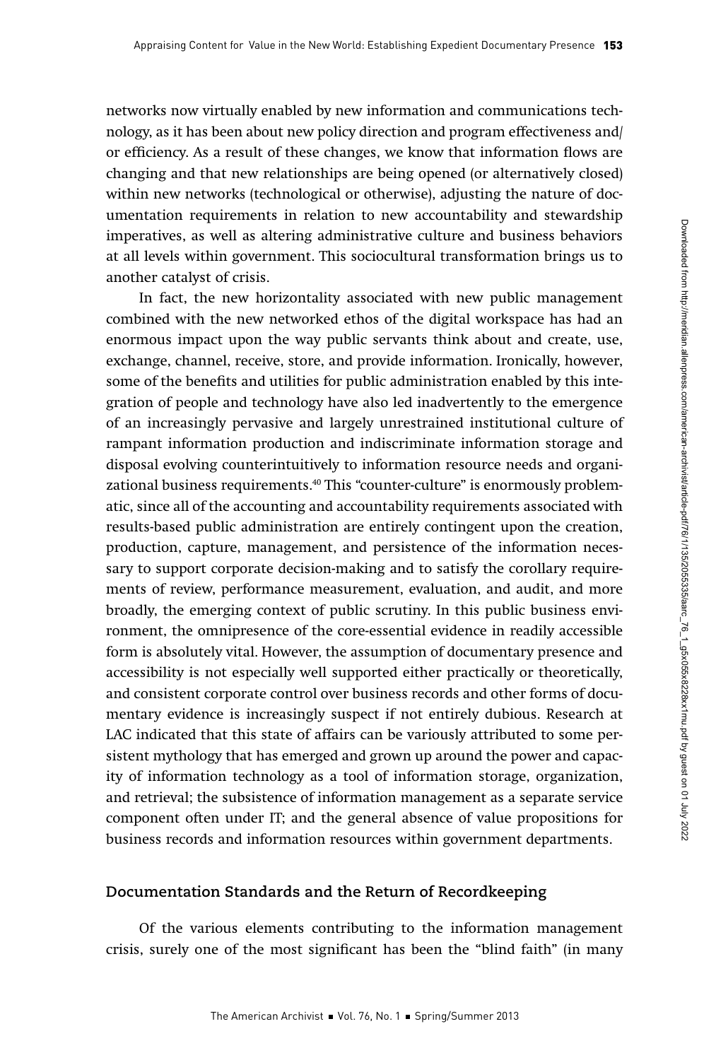networks now virtually enabled by new information and communications technology, as it has been about new policy direction and program effectiveness and/or efficiency. As a result of these changes, we know that information flows are changing and that new relationships are being opened (or alternatively closed) within new networks (technological or otherwise), adjusting the nature of documentation requirements in relation to new accountability and stewardship imperatives, as well as altering administrative culture and business behaviors at all levels within government. This sociocultural transformation brings us to another catalyst of crisis.

In fact, the new horizontality associated with new public management combined with the new networked ethos of the digital workspace has had an enormous impact upon the way public servants think about and create, use, exchange, channel, receive, store, and provide information. Ironically, however, some of the benefits and utilities for public administration enabled by this integration of people and technology have also led inadvertently to the emergence of an increasingly pervasive and largely unrestrained institutional culture of rampant information production and indiscriminate information storage and disposal evolving counterintuitively to information resource needs and organizational business requirements.[40] This "counter-culture" is enormously problematic, since all of the accounting and accountability requirements associated with results-based public administration are entirely contingent upon the creation, production, capture, management, and persistence of the information necessary to support corporate decision-making and to satisfy the corollary requirements of review, performance measurement, evaluation, and audit, and more broadly, the emerging context of public scrutiny. In this public business environment, the omnipresence of the core-essential evidence in readily accessible form is absolutely vital. However, the assumption of documentary presence and accessibility is not especially well supported either practically or theoretically, and consistent corporate control over business records and other forms of documentary evidence is increasingly suspect if not entirely dubious. Research at LAC indicated that this state of affairs can be variously attributed to some persistent mythology that has emerged and grown up around the power and capacity of information technology as a tool of information storage, organization, and retrieval; the subsistence of information management as a separate service component often under IT; and the general absence of value propositions for business records and information resources within government departments.

## Documentation Standards and the Return of Recordkeeping

Of the various elements contributing to the information management crisis, surely one of the most significant has been the "blind faith" (in many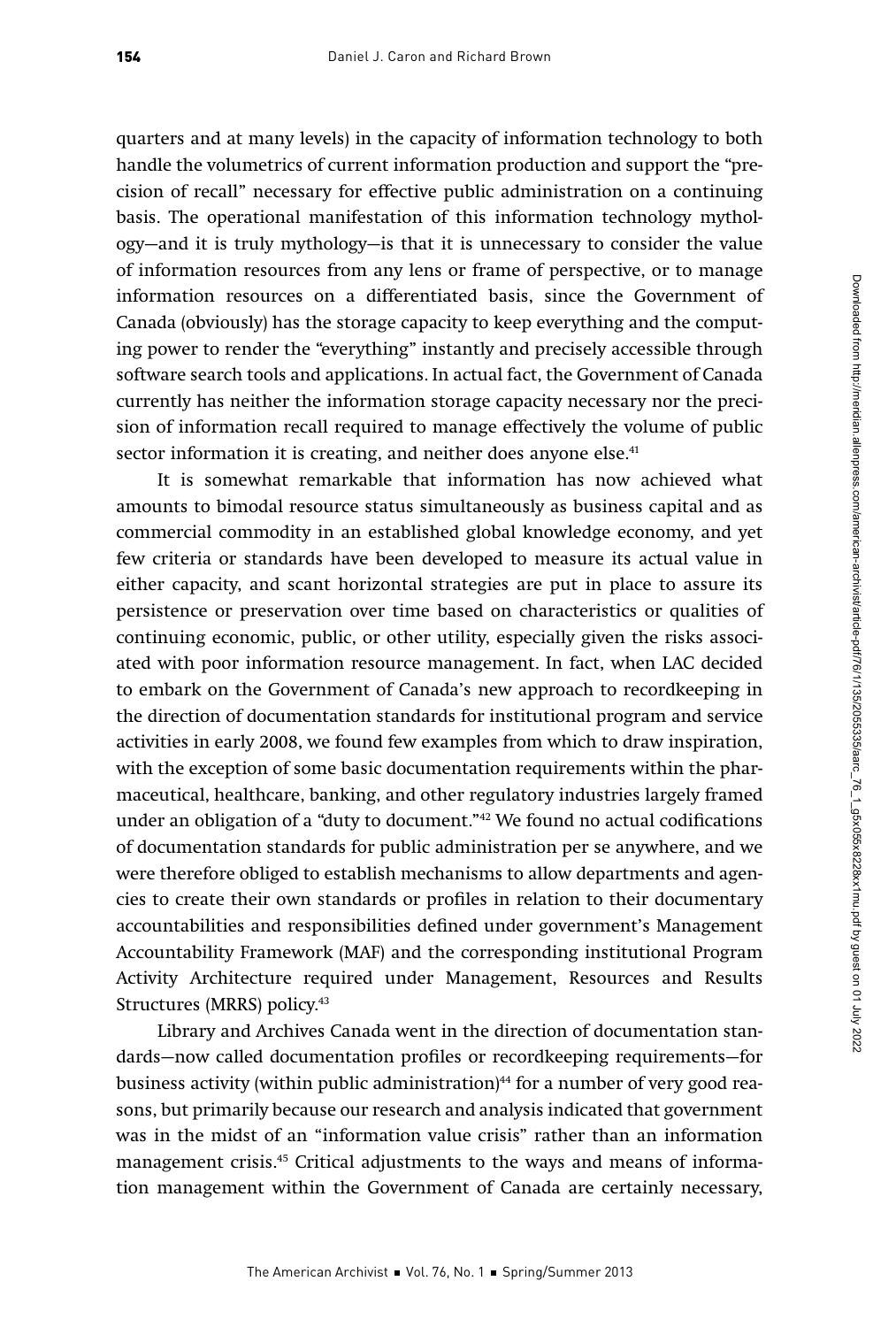quarters and at many levels) in the capacity of information technology to both handle the volumetrics of current information production and support the "precision of recall" necessary for effective public administration on a continuing basis. The operational manifestation of this information technology mythology—and it is truly mythology—is that it is unnecessary to consider the value of information resources from any lens or frame of perspective, or to manage information resources on a differentiated basis, since the Government of Canada (obviously) has the storage capacity to keep everything and the computing power to render the "everything" instantly and precisely accessible through software search tools and applications. In actual fact, the Government of Canada currently has neither the information storage capacity necessary nor the precision of information recall required to manage effectively the volume of public sector information it is creating, and neither does anyone else.[41]

It is somewhat remarkable that information has now achieved what amounts to bimodal resource status simultaneously as business capital and as commercial commodity in an established global knowledge economy, and yet few criteria or standards have been developed to measure its actual value in either capacity, and scant horizontal strategies are put in place to assure its persistence or preservation over time based on characteristics or qualities of continuing economic, public, or other utility, especially given the risks associated with poor information resource management. In fact, when LAC decided to embark on the Government of Canada's new approach to recordkeeping in the direction of documentation standards for institutional program and service activities in early 2008, we found few examples from which to draw inspiration, with the exception of some basic documentation requirements within the pharmaceutical, healthcare, banking, and other regulatory industries largely framed under an obligation of a "duty to document."[42] We found no actual codifications of documentation standards for public administration per se anywhere, and we were therefore obliged to establish mechanisms to allow departments and agencies to create their own standards or profiles in relation to their documentary accountabilities and responsibilities defined under government's Management Accountability Framework (MAF) and the corresponding institutional Program Activity Architecture required under Management, Resources and Results Structures (MRRS) policy.[43]

Library and Archives Canada went in the direction of documentation standards—now called documentation profiles or recordkeeping requirements—for business activity (within public administration)[44] for a number of very good reasons, but primarily because our research and analysis indicated that government was in the midst of an "information value crisis" rather than an information management crisis.[45] Critical adjustments to the ways and means of information management within the Government of Canada are certainly necessary,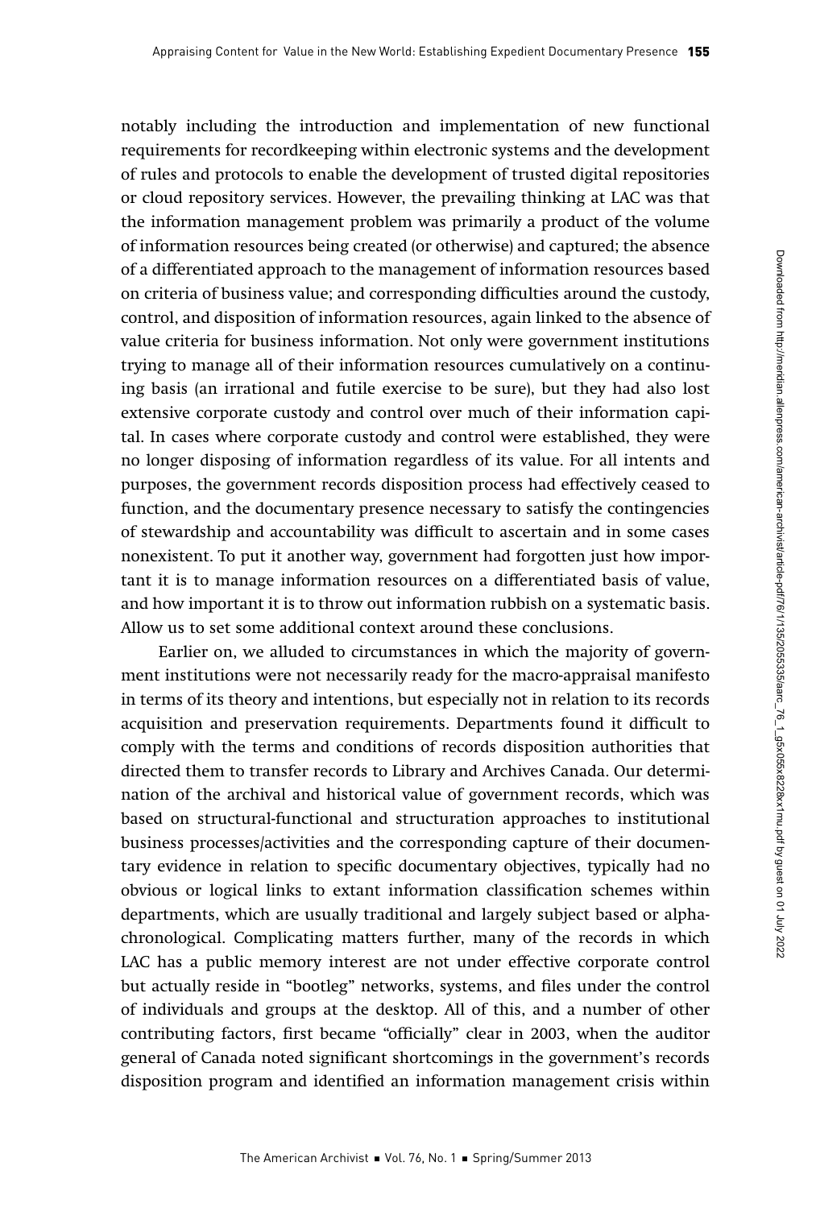notably including the introduction and implementation of new functional requirements for recordkeeping within electronic systems and the development of rules and protocols to enable the development of trusted digital repositories or cloud repository services. However, the prevailing thinking at LAC was that the information management problem was primarily a product of the volume of information resources being created (or otherwise) and captured; the absence of a differentiated approach to the management of information resources based on criteria of business value; and corresponding difficulties around the custody, control, and disposition of information resources, again linked to the absence of value criteria for business information. Not only were government institutions trying to manage all of their information resources cumulatively on a continuing basis (an irrational and futile exercise to be sure), but they had also lost extensive corporate custody and control over much of their information capital. In cases where corporate custody and control were established, they were no longer disposing of information regardless of its value. For all intents and purposes, the government records disposition process had effectively ceased to function, and the documentary presence necessary to satisfy the contingencies of stewardship and accountability was difficult to ascertain and in some cases nonexistent. To put it another way, government had forgotten just how important it is to manage information resources on a differentiated basis of value, and how important it is to throw out information rubbish on a systematic basis. Allow us to set some additional context around these conclusions.

Earlier on, we alluded to circumstances in which the majority of government institutions were not necessarily ready for the macro-appraisal manifesto in terms of its theory and intentions, but especially not in relation to its records acquisition and preservation requirements. Departments found it difficult to comply with the terms and conditions of records disposition authorities that directed them to transfer records to Library and Archives Canada. Our determination of the archival and historical value of government records, which was based on structural-functional and structuration approaches to institutional business processes/activities and the corresponding capture of their documentary evidence in relation to specific documentary objectives, typically had no obvious or logical links to extant information classification schemes within departments, which are usually traditional and largely subject based or alpha-chronological. Complicating matters further, many of the records in which LAC has a public memory interest are not under effective corporate control but actually reside in "bootleg" networks, systems, and files under the control of individuals and groups at the desktop. All of this, and a number of other contributing factors, first became "officially" clear in 2003, when the auditor general of Canada noted significant shortcomings in the government's records disposition program and identified an information management crisis within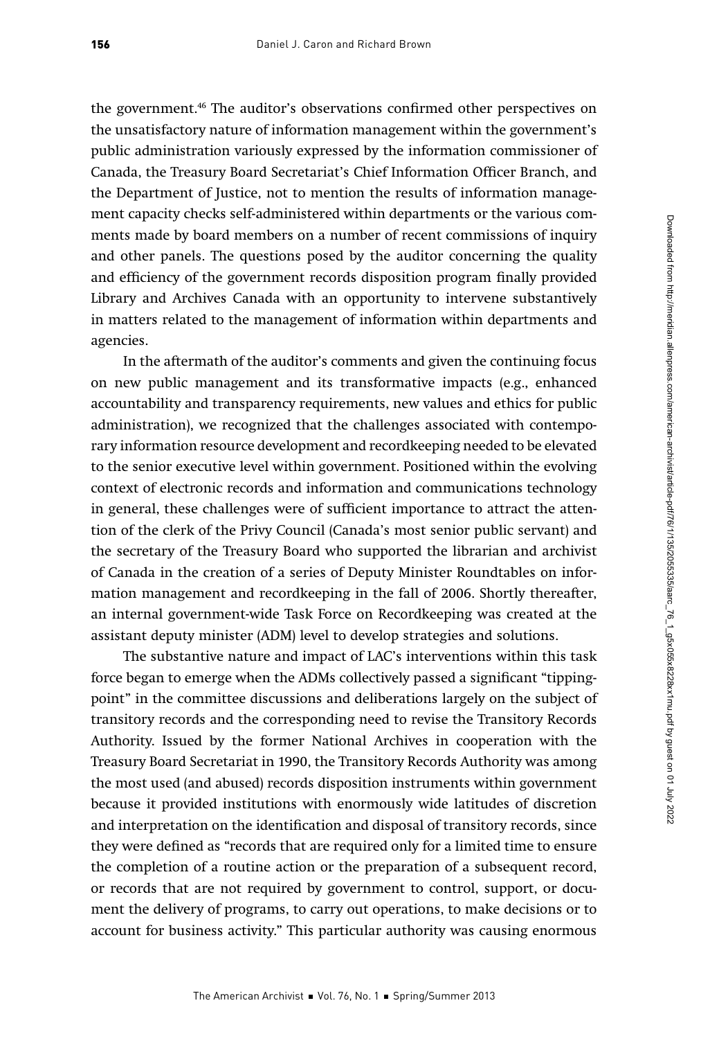the government.[46] The auditor's observations confirmed other perspectives on the unsatisfactory nature of information management within the government's public administration variously expressed by the information commissioner of Canada, the Treasury Board Secretariat's Chief Information Officer Branch, and the Department of Justice, not to mention the results of information management capacity checks self-administered within departments or the various comments made by board members on a number of recent commissions of inquiry and other panels. The questions posed by the auditor concerning the quality and efficiency of the government records disposition program finally provided Library and Archives Canada with an opportunity to intervene substantively in matters related to the management of information within departments and agencies.

In the aftermath of the auditor's comments and given the continuing focus on new public management and its transformative impacts (e.g., enhanced accountability and transparency requirements, new values and ethics for public administration), we recognized that the challenges associated with contemporary information resource development and recordkeeping needed to be elevated to the senior executive level within government. Positioned within the evolving context of electronic records and information and communications technology in general, these challenges were of sufficient importance to attract the attention of the clerk of the Privy Council (Canada's most senior public servant) and the secretary of the Treasury Board who supported the librarian and archivist of Canada in the creation of a series of Deputy Minister Roundtables on information management and recordkeeping in the fall of 2006. Shortly thereafter, an internal government-wide Task Force on Recordkeeping was created at the assistant deputy minister (ADM) level to develop strategies and solutions.

The substantive nature and impact of LAC's interventions within this task force began to emerge when the ADMs collectively passed a significant "tipping-point" in the committee discussions and deliberations largely on the subject of transitory records and the corresponding need to revise the Transitory Records Authority. Issued by the former National Archives in cooperation with the Treasury Board Secretariat in 1990, the Transitory Records Authority was among the most used (and abused) records disposition instruments within government because it provided institutions with enormously wide latitudes of discretion and interpretation on the identification and disposal of transitory records, since they were defined as "records that are required only for a limited time to ensure the completion of a routine action or the preparation of a subsequent record, or records that are not required by government to control, support, or document the delivery of programs, to carry out operations, to make decisions or to account for business activity." This particular authority was causing enormous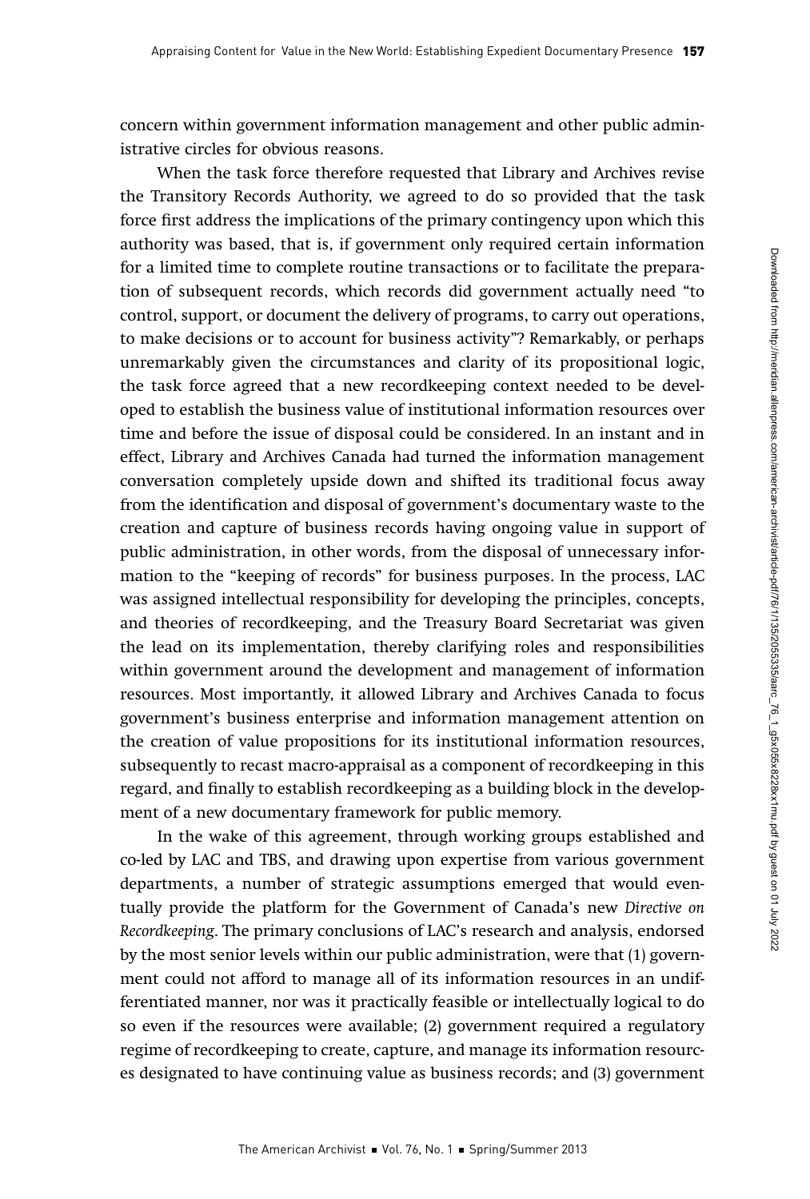concern within government information management and other public administrative circles for obvious reasons.

When the task force therefore requested that Library and Archives revise the Transitory Records Authority, we agreed to do so provided that the task force first address the implications of the primary contingency upon which this authority was based, that is, if government only required certain information for a limited time to complete routine transactions or to facilitate the preparation of subsequent records, which records did government actually need "to control, support, or document the delivery of programs, to carry out operations, to make decisions or to account for business activity"? Remarkably, or perhaps unremarkably given the circumstances and clarity of its propositional logic, the task force agreed that a new recordkeeping context needed to be developed to establish the business value of institutional information resources over time and before the issue of disposal could be considered. In an instant and in effect, Library and Archives Canada had turned the information management conversation completely upside down and shifted its traditional focus away from the identification and disposal of government's documentary waste to the creation and capture of business records having ongoing value in support of public administration, in other words, from the disposal of unnecessary information to the "keeping of records" for business purposes. In the process, LAC was assigned intellectual responsibility for developing the principles, concepts, and theories of recordkeeping, and the Treasury Board Secretariat was given the lead on its implementation, thereby clarifying roles and responsibilities within government around the development and management of information resources. Most importantly, it allowed Library and Archives Canada to focus government's business enterprise and information management attention on the creation of value propositions for its institutional information resources, subsequently to recast macro-appraisal as a component of recordkeeping in this regard, and finally to establish recordkeeping as a building block in the development of a new documentary framework for public memory.

In the wake of this agreement, through working groups established and co-led by LAC and TBS, and drawing upon expertise from various government departments, a number of strategic assumptions emerged that would eventually provide the platform for the Government of Canada's new *Directive on Recordkeeping*. The primary conclusions of LAC's research and analysis, endorsed by the most senior levels within our public administration, were that (1) government could not afford to manage all of its information resources in an undifferentiated manner, nor was it practically feasible or intellectually logical to do so even if the resources were available; (2) government required a regulatory regime of recordkeeping to create, capture, and manage its information resources designated to have continuing value as business records; and (3) government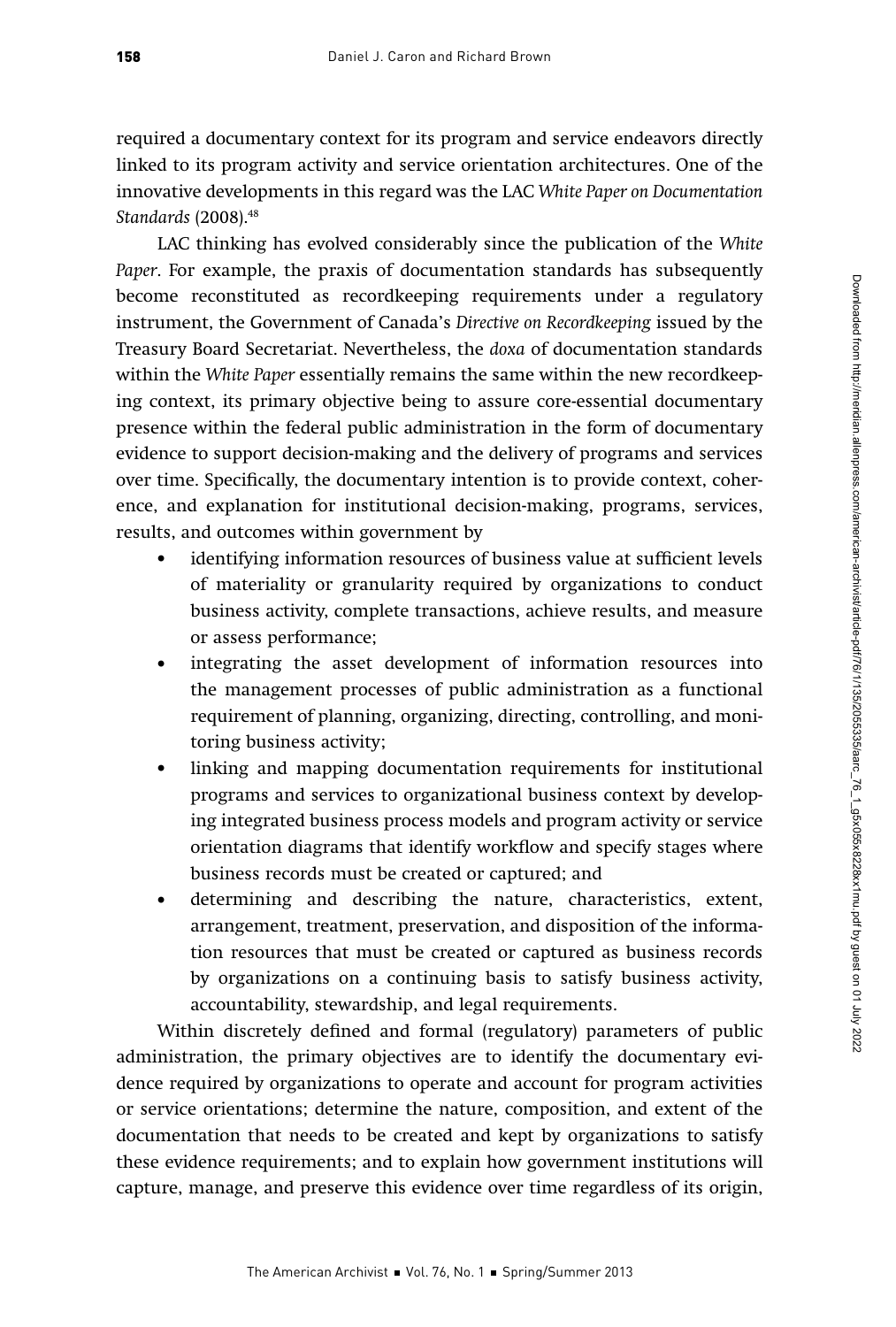required a documentary context for its program and service endeavors directly linked to its program activity and service orientation architectures. One of the innovative developments in this regard was the LAC *White Paper on Documentation Standards* (2008).[48]

LAC thinking has evolved considerably since the publication of the *White Paper*. For example, the praxis of documentation standards has subsequently become reconstituted as recordkeeping requirements under a regulatory instrument, the Government of Canada's *Directive on Recordkeeping* issued by the Treasury Board Secretariat. Nevertheless, the *doxa* of documentation standards within the *White Paper* essentially remains the same within the new recordkeeping context, its primary objective being to assure core-essential documentary presence within the federal public administration in the form of documentary evidence to support decision-making and the delivery of programs and services over time. Specifically, the documentary intention is to provide context, coherence, and explanation for institutional decision-making, programs, services, results, and outcomes within government by

- identifying information resources of business value at sufficient levels of materiality or granularity required by organizations to conduct business activity, complete transactions, achieve results, and measure or assess performance;
- integrating the asset development of information resources into the management processes of public administration as a functional requirement of planning, organizing, directing, controlling, and monitoring business activity;
- linking and mapping documentation requirements for institutional programs and services to organizational business context by developing integrated business process models and program activity or service orientation diagrams that identify workflow and specify stages where business records must be created or captured; and
- determining and describing the nature, characteristics, extent, arrangement, treatment, preservation, and disposition of the information resources that must be created or captured as business records by organizations on a continuing basis to satisfy business activity, accountability, stewardship, and legal requirements.

Within discretely defined and formal (regulatory) parameters of public administration, the primary objectives are to identify the documentary evidence required by organizations to operate and account for program activities or service orientations; determine the nature, composition, and extent of the documentation that needs to be created and kept by organizations to satisfy these evidence requirements; and to explain how government institutions will capture, manage, and preserve this evidence over time regardless of its origin,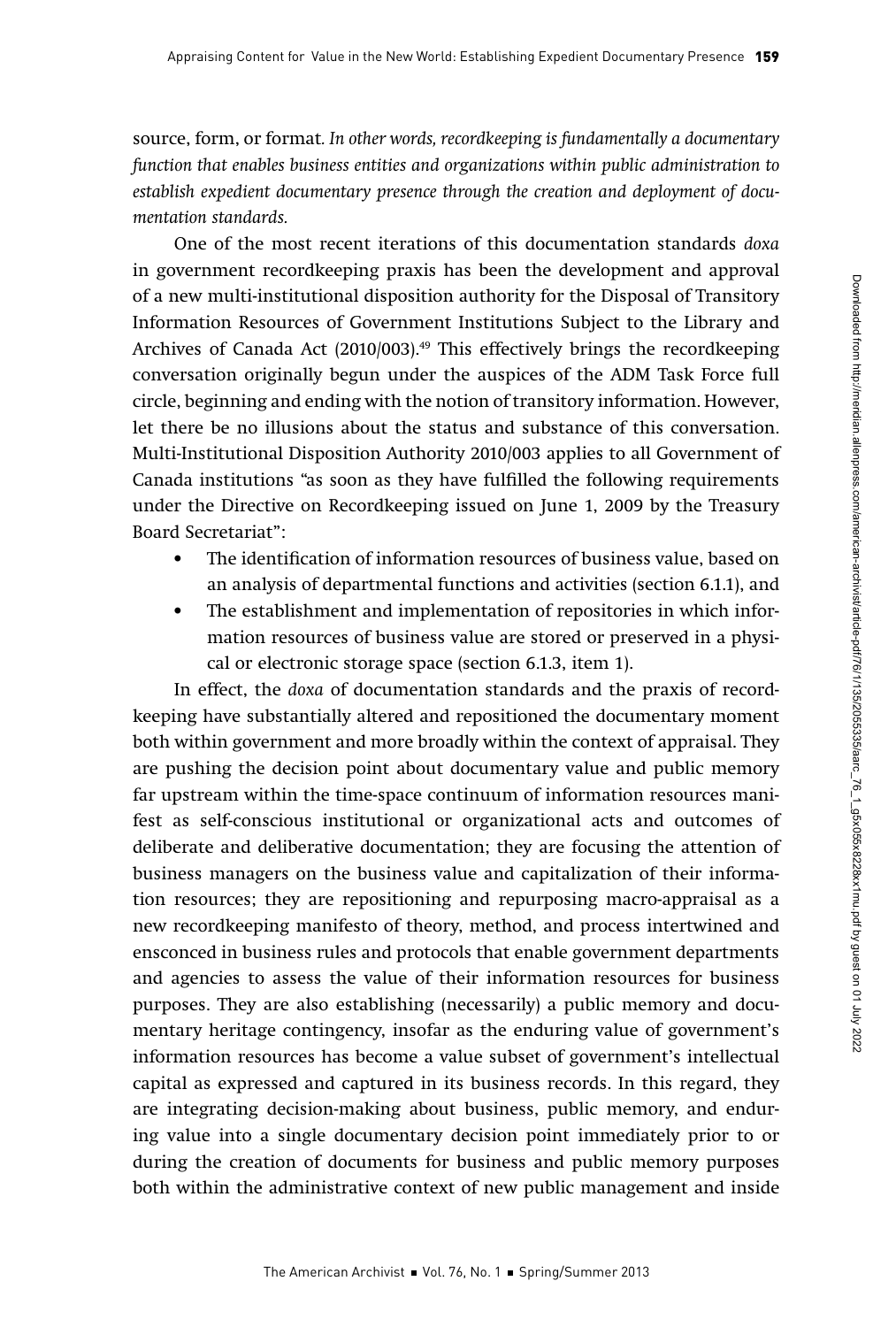source, form, or format. *In other words, recordkeeping is fundamentally a documentary function that enables business entities and organizations within public administration to establish expedient documentary presence through the creation and deployment of documentation standards.*

One of the most recent iterations of this documentation standards *doxa* in government recordkeeping praxis has been the development and approval of a new multi-institutional disposition authority for the Disposal of Transitory Information Resources of Government Institutions Subject to the Library and Archives of Canada Act (2010/003).[49] This effectively brings the recordkeeping conversation originally begun under the auspices of the ADM Task Force full circle, beginning and ending with the notion of transitory information. However, let there be no illusions about the status and substance of this conversation. Multi-Institutional Disposition Authority 2010/003 applies to all Government of Canada institutions "as soon as they have fulfilled the following requirements under the Directive on Recordkeeping issued on June 1, 2009 by the Treasury Board Secretariat":

- The identification of information resources of business value, based on an analysis of departmental functions and activities (section 6.1.1), and
- The establishment and implementation of repositories in which information resources of business value are stored or preserved in a physical or electronic storage space (section 6.1.3, item 1).

In effect, the *doxa* of documentation standards and the praxis of recordkeeping have substantially altered and repositioned the documentary moment both within government and more broadly within the context of appraisal. They are pushing the decision point about documentary value and public memory far upstream within the time-space continuum of information resources manifest as self-conscious institutional or organizational acts and outcomes of deliberate and deliberative documentation; they are focusing the attention of business managers on the business value and capitalization of their information resources; they are repositioning and repurposing macro-appraisal as a new recordkeeping manifesto of theory, method, and process intertwined and ensconced in business rules and protocols that enable government departments and agencies to assess the value of their information resources for business purposes. They are also establishing (necessarily) a public memory and documentary heritage contingency, insofar as the enduring value of government's information resources has become a value subset of government's intellectual capital as expressed and captured in its business records. In this regard, they are integrating decision-making about business, public memory, and enduring value into a single documentary decision point immediately prior to or during the creation of documents for business and public memory purposes both within the administrative context of new public management and inside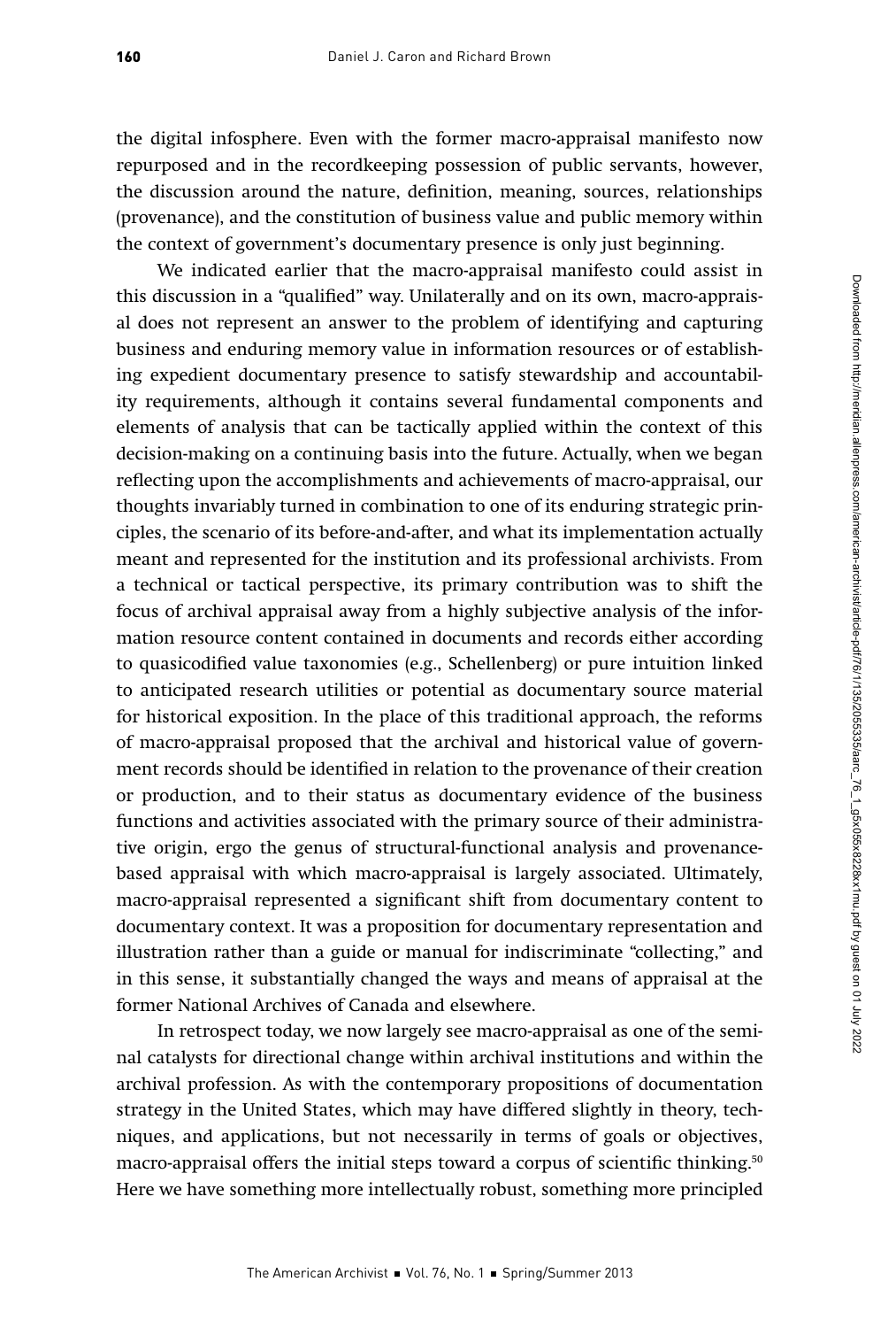the digital infosphere. Even with the former macro-appraisal manifesto now repurposed and in the recordkeeping possession of public servants, however, the discussion around the nature, definition, meaning, sources, relationships (provenance), and the constitution of business value and public memory within the context of government's documentary presence is only just beginning.

We indicated earlier that the macro-appraisal manifesto could assist in this discussion in a "qualified" way. Unilaterally and on its own, macro-appraisal does not represent an answer to the problem of identifying and capturing business and enduring memory value in information resources or of establishing expedient documentary presence to satisfy stewardship and accountability requirements, although it contains several fundamental components and elements of analysis that can be tactically applied within the context of this decision-making on a continuing basis into the future. Actually, when we began reflecting upon the accomplishments and achievements of macro-appraisal, our thoughts invariably turned in combination to one of its enduring strategic principles, the scenario of its before-and-after, and what its implementation actually meant and represented for the institution and its professional archivists. From a technical or tactical perspective, its primary contribution was to shift the focus of archival appraisal away from a highly subjective analysis of the information resource content contained in documents and records either according to quasicodified value taxonomies (e.g., Schellenberg) or pure intuition linked to anticipated research utilities or potential as documentary source material for historical exposition. In the place of this traditional approach, the reforms of macro-appraisal proposed that the archival and historical value of government records should be identified in relation to the provenance of their creation or production, and to their status as documentary evidence of the business functions and activities associated with the primary source of their administrative origin, ergo the genus of structural-functional analysis and provenance-based appraisal with which macro-appraisal is largely associated. Ultimately, macro-appraisal represented a significant shift from documentary content to documentary context. It was a proposition for documentary representation and illustration rather than a guide or manual for indiscriminate "collecting," and in this sense, it substantially changed the ways and means of appraisal at the former National Archives of Canada and elsewhere.

In retrospect today, we now largely see macro-appraisal as one of the seminal catalysts for directional change within archival institutions and within the archival profession. As with the contemporary propositions of documentation strategy in the United States, which may have differed slightly in theory, techniques, and applications, but not necessarily in terms of goals or objectives, macro-appraisal offers the initial steps toward a corpus of scientific thinking.[50] Here we have something more intellectually robust, something more principled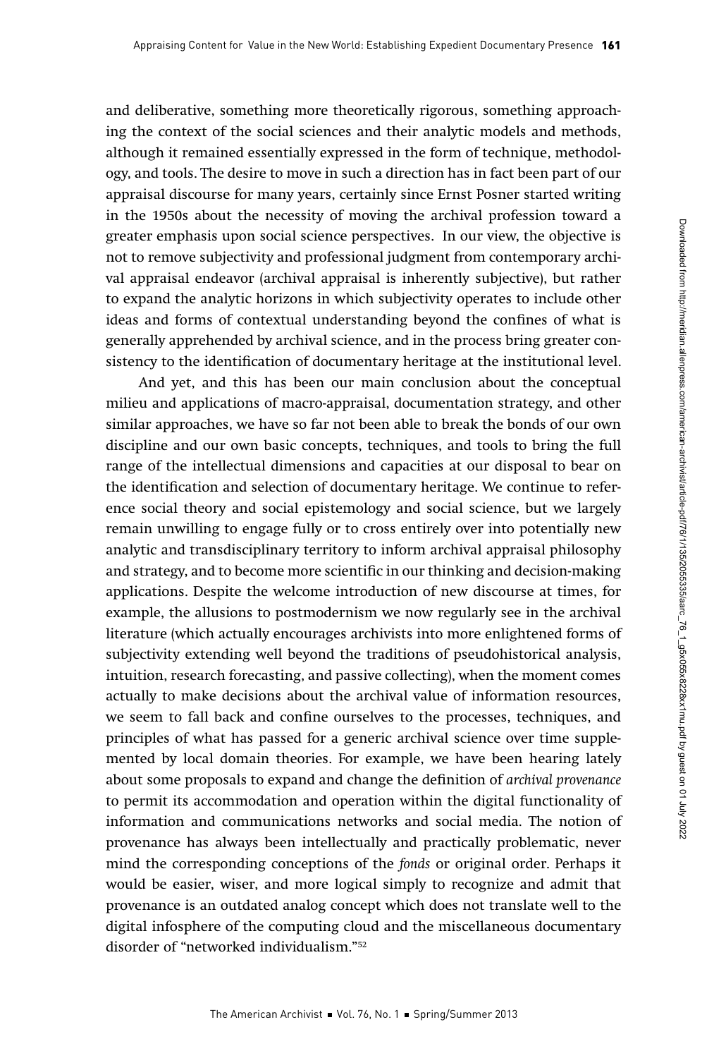and deliberative, something more theoretically rigorous, something approaching the context of the social sciences and their analytic models and methods, although it remained essentially expressed in the form of technique, methodology, and tools. The desire to move in such a direction has in fact been part of our appraisal discourse for many years, certainly since Ernst Posner started writing in the 1950s about the necessity of moving the archival profession toward a greater emphasis upon social science perspectives. In our view, the objective is not to remove subjectivity and professional judgment from contemporary archival appraisal endeavor (archival appraisal is inherently subjective), but rather to expand the analytic horizons in which subjectivity operates to include other ideas and forms of contextual understanding beyond the confines of what is generally apprehended by archival science, and in the process bring greater consistency to the identification of documentary heritage at the institutional level.

And yet, and this has been our main conclusion about the conceptual milieu and applications of macro-appraisal, documentation strategy, and other similar approaches, we have so far not been able to break the bonds of our own discipline and our own basic concepts, techniques, and tools to bring the full range of the intellectual dimensions and capacities at our disposal to bear on the identification and selection of documentary heritage. We continue to reference social theory and social epistemology and social science, but we largely remain unwilling to engage fully or to cross entirely over into potentially new analytic and transdisciplinary territory to inform archival appraisal philosophy and strategy, and to become more scientific in our thinking and decision-making applications. Despite the welcome introduction of new discourse at times, for example, the allusions to postmodernism we now regularly see in the archival literature (which actually encourages archivists into more enlightened forms of subjectivity extending well beyond the traditions of pseudohistorical analysis, intuition, research forecasting, and passive collecting), when the moment comes actually to make decisions about the archival value of information resources, we seem to fall back and confine ourselves to the processes, techniques, and principles of what has passed for a generic archival science over time supplemented by local domain theories. For example, we have been hearing lately about some proposals to expand and change the definition of *archival provenance* to permit its accommodation and operation within the digital functionality of information and communications networks and social media. The notion of provenance has always been intellectually and practically problematic, never mind the corresponding conceptions of the *fonds* or original order. Perhaps it would be easier, wiser, and more logical simply to recognize and admit that provenance is an outdated analog concept which does not translate well to the digital infosphere of the computing cloud and the miscellaneous documentary disorder of "networked individualism."[52]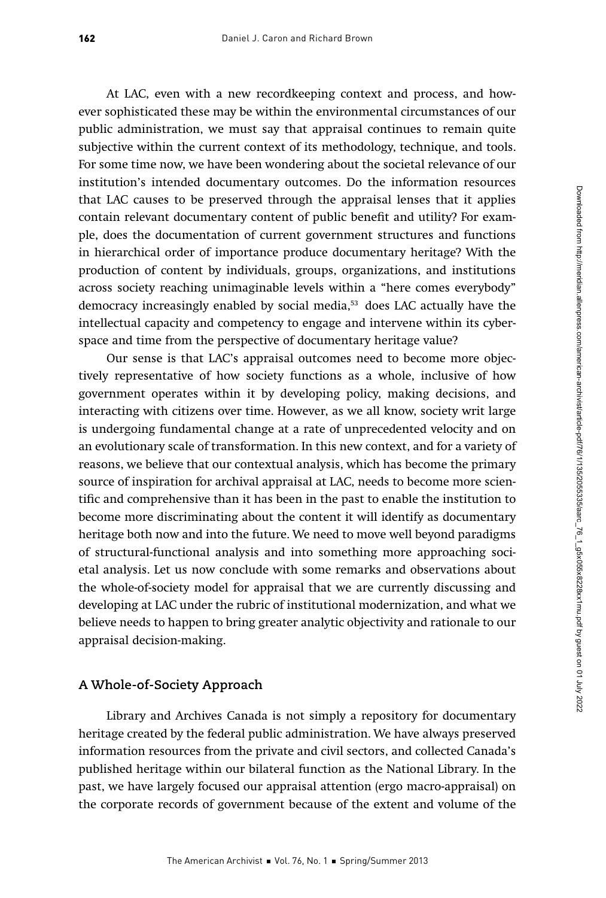At LAC, even with a new recordkeeping context and process, and however sophisticated these may be within the environmental circumstances of our public administration, we must say that appraisal continues to remain quite subjective within the current context of its methodology, technique, and tools. For some time now, we have been wondering about the societal relevance of our institution's intended documentary outcomes. Do the information resources that LAC causes to be preserved through the appraisal lenses that it applies contain relevant documentary content of public benefit and utility? For example, does the documentation of current government structures and functions in hierarchical order of importance produce documentary heritage? With the production of content by individuals, groups, organizations, and institutions across society reaching unimaginable levels within a "here comes everybody" democracy increasingly enabled by social media,[53] does LAC actually have the intellectual capacity and competency to engage and intervene within its cyberspace and time from the perspective of documentary heritage value?

Our sense is that LAC's appraisal outcomes need to become more objectively representative of how society functions as a whole, inclusive of how government operates within it by developing policy, making decisions, and interacting with citizens over time. However, as we all know, society writ large is undergoing fundamental change at a rate of unprecedented velocity and on an evolutionary scale of transformation. In this new context, and for a variety of reasons, we believe that our contextual analysis, which has become the primary source of inspiration for archival appraisal at LAC, needs to become more scientific and comprehensive than it has been in the past to enable the institution to become more discriminating about the content it will identify as documentary heritage both now and into the future. We need to move well beyond paradigms of structural-functional analysis and into something more approaching societal analysis. Let us now conclude with some remarks and observations about the whole-of-society model for appraisal that we are currently discussing and developing at LAC under the rubric of institutional modernization, and what we believe needs to happen to bring greater analytic objectivity and rationale to our appraisal decision-making.

## A Whole-of-Society Approach

Library and Archives Canada is not simply a repository for documentary heritage created by the federal public administration. We have always preserved information resources from the private and civil sectors, and collected Canada's published heritage within our bilateral function as the National Library. In the past, we have largely focused our appraisal attention (ergo macro-appraisal) on the corporate records of government because of the extent and volume of the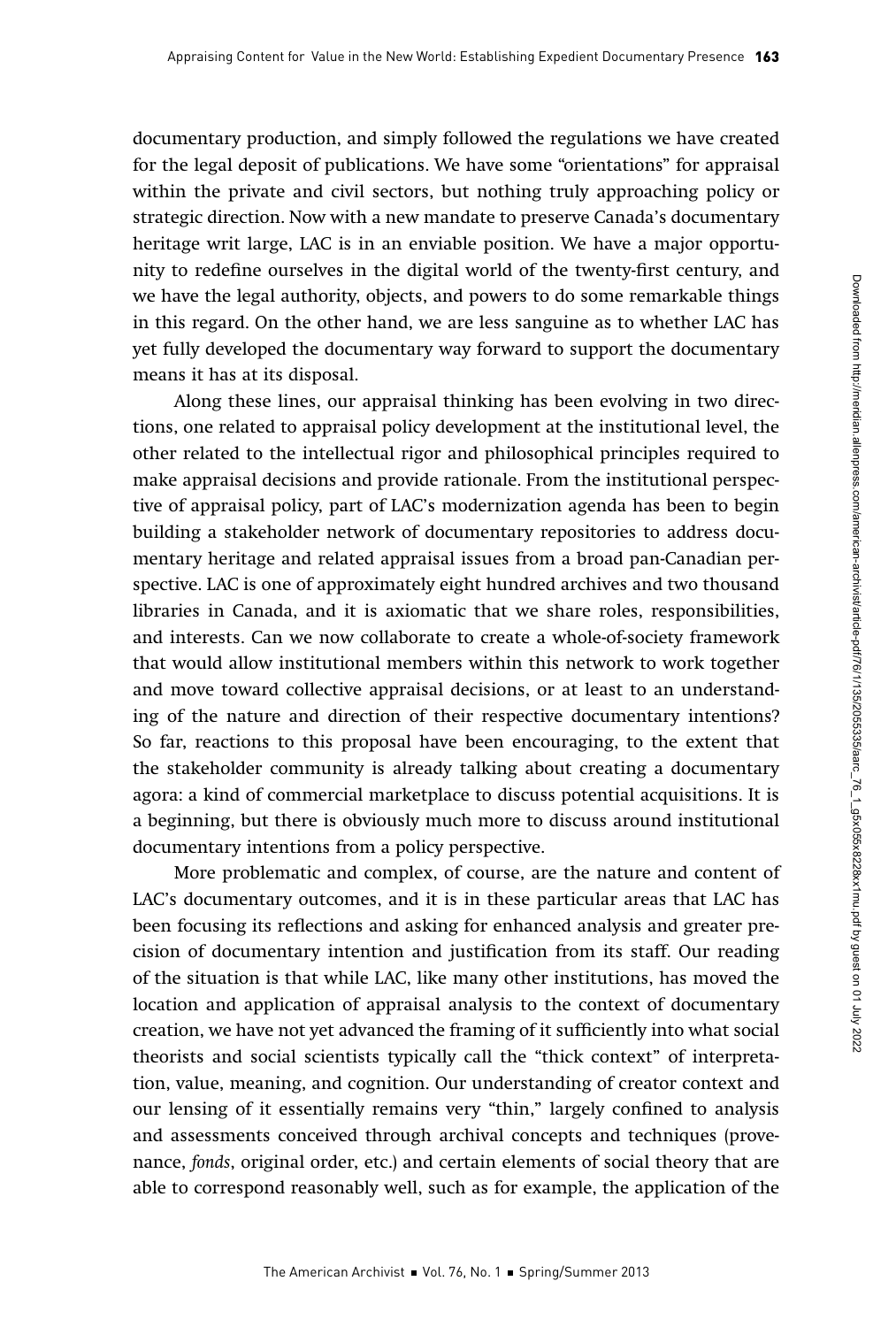documentary production, and simply followed the regulations we have created for the legal deposit of publications. We have some "orientations" for appraisal within the private and civil sectors, but nothing truly approaching policy or strategic direction. Now with a new mandate to preserve Canada's documentary heritage writ large, LAC is in an enviable position. We have a major opportunity to redefine ourselves in the digital world of the twenty-first century, and we have the legal authority, objects, and powers to do some remarkable things in this regard. On the other hand, we are less sanguine as to whether LAC has yet fully developed the documentary way forward to support the documentary means it has at its disposal.

Along these lines, our appraisal thinking has been evolving in two directions, one related to appraisal policy development at the institutional level, the other related to the intellectual rigor and philosophical principles required to make appraisal decisions and provide rationale. From the institutional perspective of appraisal policy, part of LAC's modernization agenda has been to begin building a stakeholder network of documentary repositories to address documentary heritage and related appraisal issues from a broad pan-Canadian perspective. LAC is one of approximately eight hundred archives and two thousand libraries in Canada, and it is axiomatic that we share roles, responsibilities, and interests. Can we now collaborate to create a whole-of-society framework that would allow institutional members within this network to work together and move toward collective appraisal decisions, or at least to an understanding of the nature and direction of their respective documentary intentions? So far, reactions to this proposal have been encouraging, to the extent that the stakeholder community is already talking about creating a documentary agora: a kind of commercial marketplace to discuss potential acquisitions. It is a beginning, but there is obviously much more to discuss around institutional documentary intentions from a policy perspective.

More problematic and complex, of course, are the nature and content of LAC's documentary outcomes, and it is in these particular areas that LAC has been focusing its reflections and asking for enhanced analysis and greater precision of documentary intention and justification from its staff. Our reading of the situation is that while LAC, like many other institutions, has moved the location and application of appraisal analysis to the context of documentary creation, we have not yet advanced the framing of it sufficiently into what social theorists and social scientists typically call the "thick context" of interpretation, value, meaning, and cognition. Our understanding of creator context and our lensing of it essentially remains very "thin," largely confined to analysis and assessments conceived through archival concepts and techniques (provenance, *fonds*, original order, etc.) and certain elements of social theory that are able to correspond reasonably well, such as for example, the application of the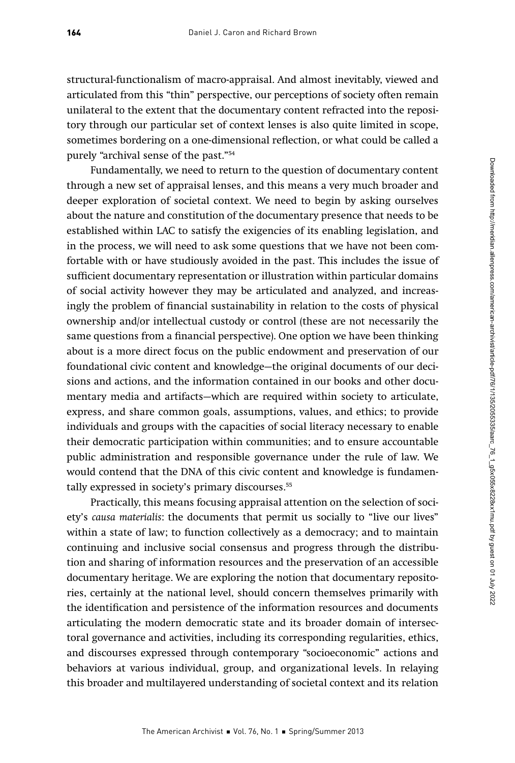structural-functionalism of macro-appraisal. And almost inevitably, viewed and articulated from this "thin" perspective, our perceptions of society often remain unilateral to the extent that the documentary content refracted into the repository through our particular set of context lenses is also quite limited in scope, sometimes bordering on a one-dimensional reflection, or what could be called a purely "archival sense of the past."[54]

Fundamentally, we need to return to the question of documentary content through a new set of appraisal lenses, and this means a very much broader and deeper exploration of societal context. We need to begin by asking ourselves about the nature and constitution of the documentary presence that needs to be established within LAC to satisfy the exigencies of its enabling legislation, and in the process, we will need to ask some questions that we have not been comfortable with or have studiously avoided in the past. This includes the issue of sufficient documentary representation or illustration within particular domains of social activity however they may be articulated and analyzed, and increasingly the problem of financial sustainability in relation to the costs of physical ownership and/or intellectual custody or control (these are not necessarily the same questions from a financial perspective). One option we have been thinking about is a more direct focus on the public endowment and preservation of our foundational civic content and knowledge—the original documents of our decisions and actions, and the information contained in our books and other documentary media and artifacts—which are required within society to articulate, express, and share common goals, assumptions, values, and ethics; to provide individuals and groups with the capacities of social literacy necessary to enable their democratic participation within communities; and to ensure accountable public administration and responsible governance under the rule of law. We would contend that the DNA of this civic content and knowledge is fundamentally expressed in society's primary discourses.[55]

Practically, this means focusing appraisal attention on the selection of society's *causa materialis*: the documents that permit us socially to "live our lives" within a state of law; to function collectively as a democracy; and to maintain continuing and inclusive social consensus and progress through the distribution and sharing of information resources and the preservation of an accessible documentary heritage. We are exploring the notion that documentary repositories, certainly at the national level, should concern themselves primarily with the identification and persistence of the information resources and documents articulating the modern democratic state and its broader domain of intersectoral governance and activities, including its corresponding regularities, ethics, and discourses expressed through contemporary "socioeconomic" actions and behaviors at various individual, group, and organizational levels. In relaying this broader and multilayered understanding of societal context and its relation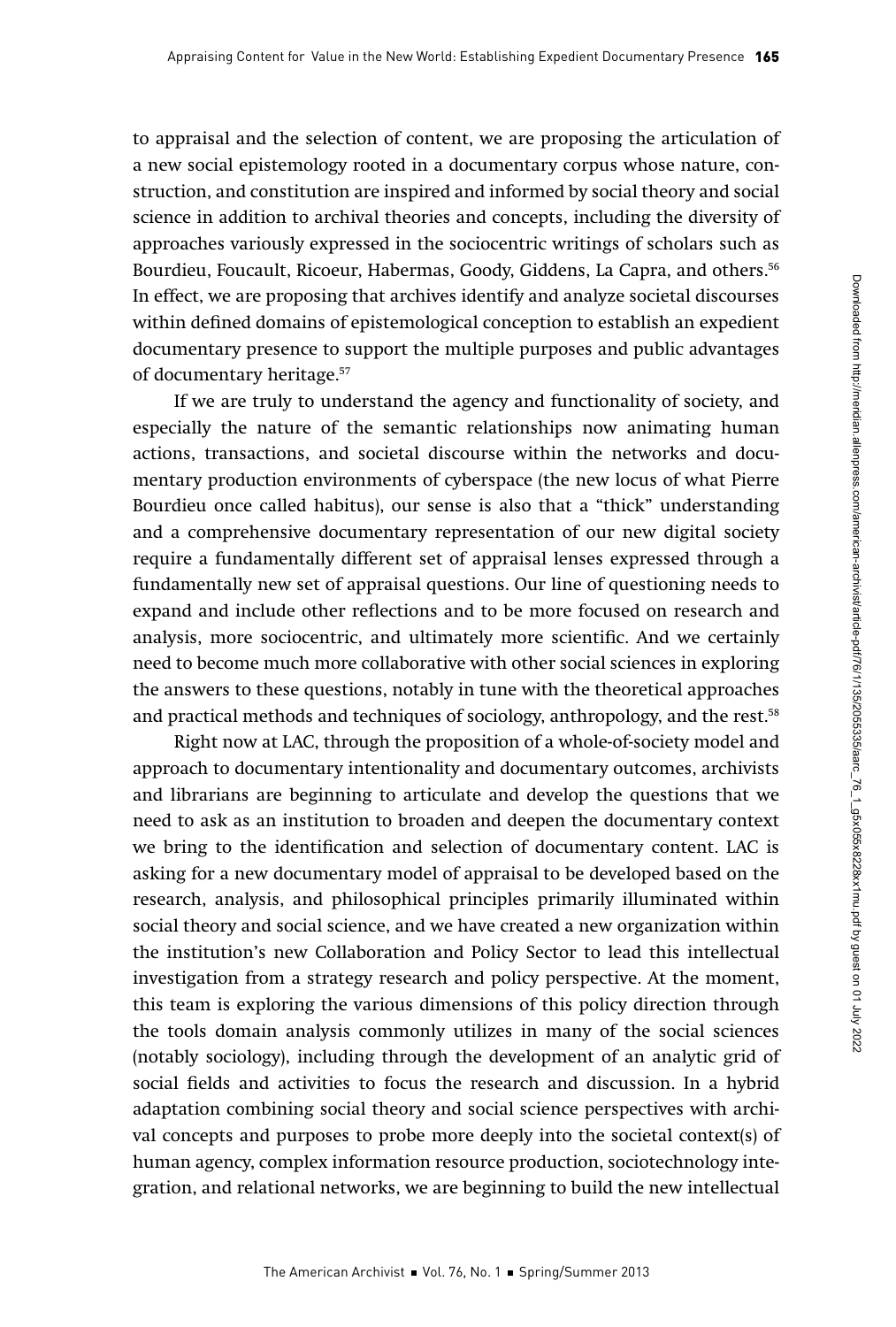to appraisal and the selection of content, we are proposing the articulation of a new social epistemology rooted in a documentary corpus whose nature, construction, and constitution are inspired and informed by social theory and social science in addition to archival theories and concepts, including the diversity of approaches variously expressed in the sociocentric writings of scholars such as Bourdieu, Foucault, Ricoeur, Habermas, Goody, Giddens, La Capra, and others.[56] In effect, we are proposing that archives identify and analyze societal discourses within defined domains of epistemological conception to establish an expedient documentary presence to support the multiple purposes and public advantages of documentary heritage.[57]

If we are truly to understand the agency and functionality of society, and especially the nature of the semantic relationships now animating human actions, transactions, and societal discourse within the networks and documentary production environments of cyberspace (the new locus of what Pierre Bourdieu once called habitus), our sense is also that a "thick" understanding and a comprehensive documentary representation of our new digital society require a fundamentally different set of appraisal lenses expressed through a fundamentally new set of appraisal questions. Our line of questioning needs to expand and include other reflections and to be more focused on research and analysis, more sociocentric, and ultimately more scientific. And we certainly need to become much more collaborative with other social sciences in exploring the answers to these questions, notably in tune with the theoretical approaches and practical methods and techniques of sociology, anthropology, and the rest.[58]

Right now at LAC, through the proposition of a whole-of-society model and approach to documentary intentionality and documentary outcomes, archivists and librarians are beginning to articulate and develop the questions that we need to ask as an institution to broaden and deepen the documentary context we bring to the identification and selection of documentary content. LAC is asking for a new documentary model of appraisal to be developed based on the research, analysis, and philosophical principles primarily illuminated within social theory and social science, and we have created a new organization within the institution's new Collaboration and Policy Sector to lead this intellectual investigation from a strategy research and policy perspective. At the moment, this team is exploring the various dimensions of this policy direction through the tools domain analysis commonly utilizes in many of the social sciences (notably sociology), including through the development of an analytic grid of social fields and activities to focus the research and discussion. In a hybrid adaptation combining social theory and social science perspectives with archival concepts and purposes to probe more deeply into the societal context(s) of human agency, complex information resource production, sociotechnology integration, and relational networks, we are beginning to build the new intellectual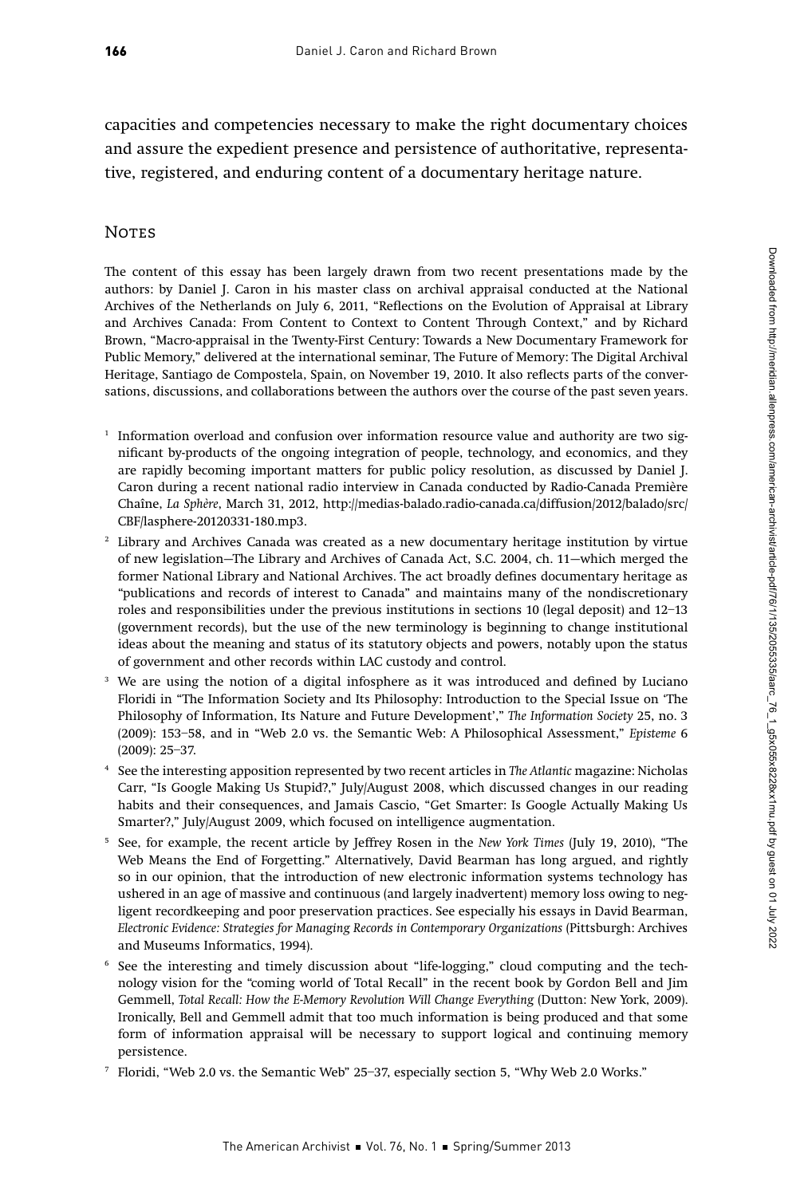capacities and competencies necessary to make the right documentary choices and assure the expedient presence and persistence of authoritative, representative, registered, and enduring content of a documentary heritage nature.

## Notes

The content of this essay has been largely drawn from two recent presentations made by the authors: by Daniel J. Caron in his master class on archival appraisal conducted at the National Archives of the Netherlands on July 6, 2011, "Reflections on the Evolution of Appraisal at Library and Archives Canada: From Content to Context to Content Through Context," and by Richard Brown, "Macro-appraisal in the Twenty-First Century: Towards a New Documentary Framework for Public Memory," delivered at the international seminar, The Future of Memory: The Digital Archival Heritage, Santiago de Compostela, Spain, on November 19, 2010. It also reflects parts of the conversations, discussions, and collaborations between the authors over the course of the past seven years.

[1] Information overload and confusion over information resource value and authority are two significant by-products of the ongoing integration of people, technology, and economics, and they are rapidly becoming important matters for public policy resolution, as discussed by Daniel J. Caron during a recent national radio interview in Canada conducted by Radio-Canada Première Chaîne, *La Sphère*, March 31, 2012, http://medias-balado.radio-canada.ca/diffusion/2012/balado/src/CBF/lasphere-20120331-180.mp3.

[2] Library and Archives Canada was created as a new documentary heritage institution by virtue of new legislation—The Library and Archives of Canada Act, S.C. 2004, ch. 11—which merged the former National Library and National Archives. The act broadly defines documentary heritage as "publications and records of interest to Canada" and maintains many of the nondiscretionary roles and responsibilities under the previous institutions in sections 10 (legal deposit) and 12–13 (government records), but the use of the new terminology is beginning to change institutional ideas about the meaning and status of its statutory objects and powers, notably upon the status of government and other records within LAC custody and control.

[3] We are using the notion of a digital infosphere as it was introduced and defined by Luciano Floridi in "The Information Society and Its Philosophy: Introduction to the Special Issue on 'The Philosophy of Information, Its Nature and Future Development'," *The Information Society* 25, no. 3 (2009): 153–58, and in "Web 2.0 vs. the Semantic Web: A Philosophical Assessment," *Episteme* 6 (2009): 25–37.

[4] See the interesting apposition represented by two recent articles in *The Atlantic* magazine: Nicholas Carr, "Is Google Making Us Stupid?," July/August 2008, which discussed changes in our reading habits and their consequences, and Jamais Cascio, "Get Smarter: Is Google Actually Making Us Smarter?," July/August 2009, which focused on intelligence augmentation.

[5] See, for example, the recent article by Jeffrey Rosen in the *New York Times* (July 19, 2010), "The Web Means the End of Forgetting." Alternatively, David Bearman has long argued, and rightly so in our opinion, that the introduction of new electronic information systems technology has ushered in an age of massive and continuous (and largely inadvertent) memory loss owing to negligent recordkeeping and poor preservation practices. See especially his essays in David Bearman, *Electronic Evidence: Strategies for Managing Records in Contemporary Organizations* (Pittsburgh: Archives and Museums Informatics, 1994).

[6] See the interesting and timely discussion about "life-logging," cloud computing and the technology vision for the "coming world of Total Recall" in the recent book by Gordon Bell and Jim Gemmell, *Total Recall: How the E-Memory Revolution Will Change Everything* (Dutton: New York, 2009). Ironically, Bell and Gemmell admit that too much information is being produced and that some form of information appraisal will be necessary to support logical and continuing memory persistence.

[7] Floridi, "Web 2.0 vs. the Semantic Web" 25–37, especially section 5, "Why Web 2.0 Works."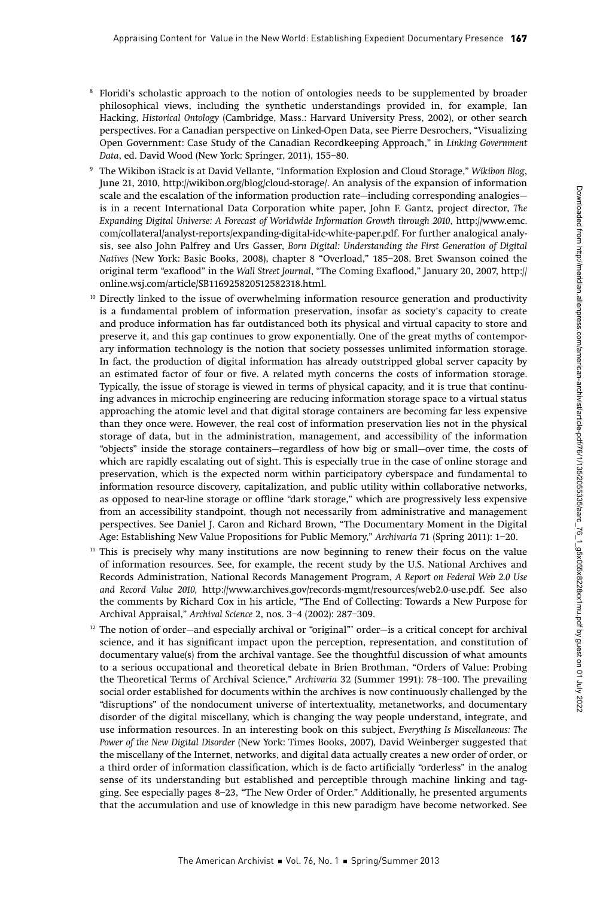[8] Floridi's scholastic approach to the notion of ontologies needs to be supplemented by broader philosophical views, including the synthetic understandings provided in, for example, Ian Hacking, *Historical Ontology* (Cambridge, Mass.: Harvard University Press, 2002), or other search perspectives. For a Canadian perspective on Linked-Open Data, see Pierre Desrochers, "Visualizing Open Government: Case Study of the Canadian Recordkeeping Approach," in *Linking Government Data*, ed. David Wood (New York: Springer, 2011), 155–80.

[9] The Wikibon iStack is at David Vellante, "Information Explosion and Cloud Storage," *Wikibon Blog*, June 21, 2010, http://wikibon.org/blog/cloud-storage/. An analysis of the expansion of information scale and the escalation of the information production rate—including corresponding analogies—is in a recent International Data Corporation white paper, John F. Gantz, project director, *The Expanding Digital Universe: A Forecast of Worldwide Information Growth through 2010*, http://www.emc.com/collateral/analyst-reports/expanding-digital-idc-white-paper.pdf. For further analogical analysis, see also John Palfrey and Urs Gasser, *Born Digital: Understanding the First Generation of Digital Natives* (New York: Basic Books, 2008), chapter 8 "Overload," 185–208. Bret Swanson coined the original term "exaflood" in the *Wall Street Journal*, "The Coming Exaflood," January 20, 2007, http://online.wsj.com/article/SB116925820512582318.html.

[10] Directly linked to the issue of overwhelming information resource generation and productivity is a fundamental problem of information preservation, insofar as society's capacity to create and produce information has far outdistanced both its physical and virtual capacity to store and preserve it, and this gap continues to grow exponentially. One of the great myths of contemporary information technology is the notion that society possesses unlimited information storage. In fact, the production of digital information has already outstripped global server capacity by an estimated factor of four or five. A related myth concerns the costs of information storage. Typically, the issue of storage is viewed in terms of physical capacity, and it is true that continuing advances in microchip engineering are reducing information storage space to a virtual status approaching the atomic level and that digital storage containers are becoming far less expensive than they once were. However, the real cost of information preservation lies not in the physical storage of data, but in the administration, management, and accessibility of the information "objects" inside the storage containers—regardless of how big or small—over time, the costs of which are rapidly escalating out of sight. This is especially true in the case of online storage and preservation, which is the expected norm within participatory cyberspace and fundamental to information resource discovery, capitalization, and public utility within collaborative networks, as opposed to near-line storage or offline "dark storage," which are progressively less expensive from an accessibility standpoint, though not necessarily from administrative and management perspectives. See Daniel J. Caron and Richard Brown, "The Documentary Moment in the Digital Age: Establishing New Value Propositions for Public Memory," *Archivaria* 71 (Spring 2011): 1–20.

[11] This is precisely why many institutions are now beginning to renew their focus on the value of information resources. See, for example, the recent study by the U.S. National Archives and Records Administration, National Records Management Program, *A Report on Federal Web 2.0 Use and Record Value 2010,* http://www.archives.gov/records-mgmt/resources/web2.0-use.pdf. See also the comments by Richard Cox in his article, "The End of Collecting: Towards a New Purpose for Archival Appraisal," *Archival Science* 2, nos. 3–4 (2002): 287–309.

[12] The notion of order—and especially archival or "original"' order—is a critical concept for archival science, and it has significant impact upon the perception, representation, and constitution of documentary value(s) from the archival vantage. See the thoughtful discussion of what amounts to a serious occupational and theoretical debate in Brien Brothman, "Orders of Value: Probing the Theoretical Terms of Archival Science," *Archivaria* 32 (Summer 1991): 78–100. The prevailing social order established for documents within the archives is now continuously challenged by the "disruptions" of the nondocument universe of intertextuality, metanetworks, and documentary disorder of the digital miscellany, which is changing the way people understand, integrate, and use information resources. In an interesting book on this subject, *Everything Is Miscellaneous: The Power of the New Digital Disorder* (New York: Times Books, 2007), David Weinberger suggested that the miscellany of the Internet, networks, and digital data actually creates a new order of order, or a third order of information classification, which is de facto artificially "orderless" in the analog sense of its understanding but established and perceptible through machine linking and tagging. See especially pages 8–23, "The New Order of Order." Additionally, he presented arguments that the accumulation and use of knowledge in this new paradigm have become networked. See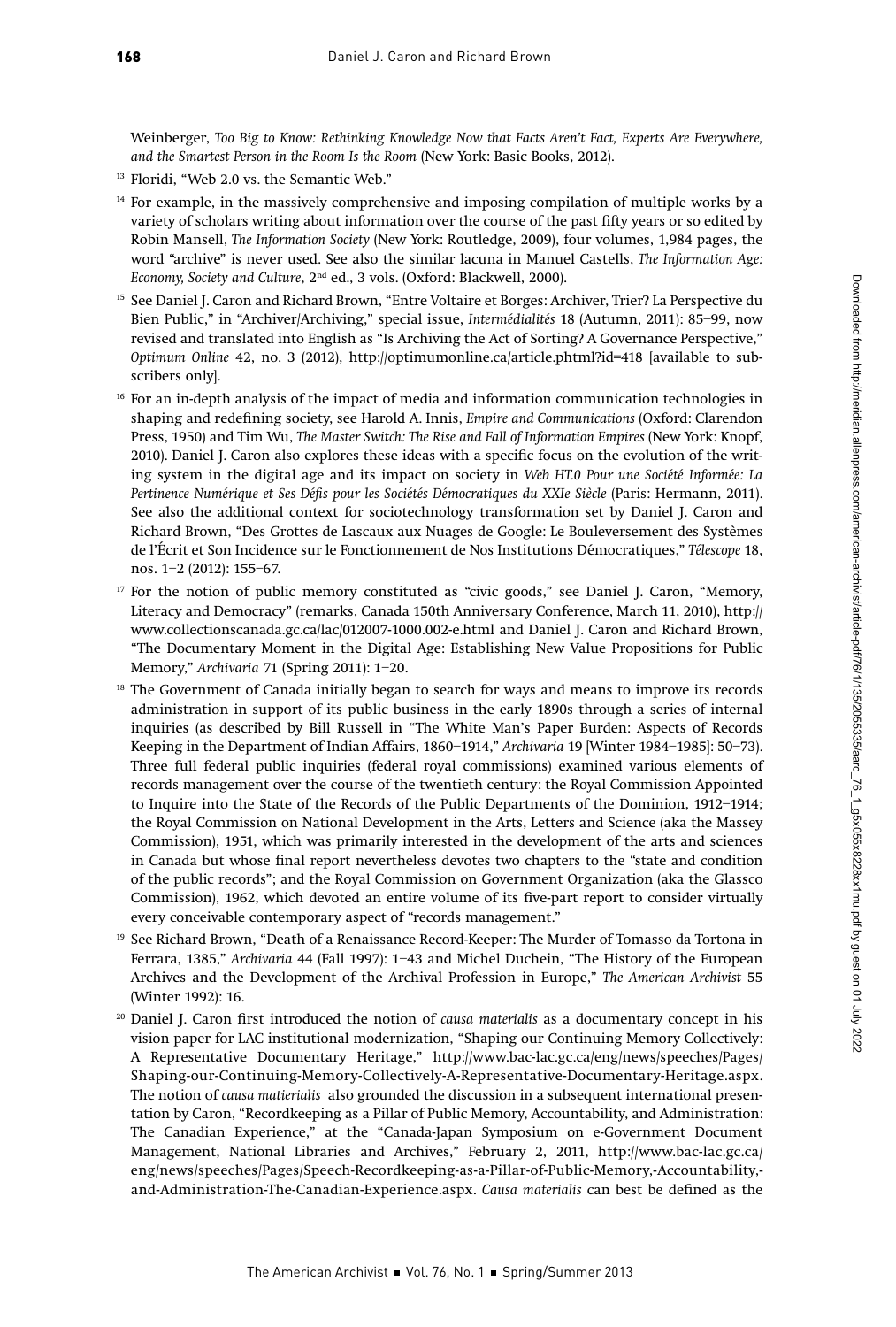Weinberger, *Too Big to Know: Rethinking Knowledge Now that Facts Aren't Fact, Experts Are Everywhere, and the Smartest Person in the Room Is the Room* (New York: Basic Books, 2012).

[13] Floridi, "Web 2.0 vs. the Semantic Web."

[14] For example, in the massively comprehensive and imposing compilation of multiple works by a variety of scholars writing about information over the course of the past fifty years or so edited by Robin Mansell, *The Information Society* (New York: Routledge, 2009), four volumes, 1,984 pages, the word "archive" is never used. See also the similar lacuna in Manuel Castells, *The Information Age: Economy, Society and Culture*, 2nd ed., 3 vols. (Oxford: Blackwell, 2000).

[15] See Daniel J. Caron and Richard Brown, "Entre Voltaire et Borges: Archiver, Trier? La Perspective du Bien Public," in "Archiver/Archiving," special issue, *Intermédialités* 18 (Autumn, 2011): 85–99, now revised and translated into English as "Is Archiving the Act of Sorting? A Governance Perspective," *Optimum Online* 42, no. 3 (2012), http://optimumonline.ca/article.phtml?id=418 [available to subscribers only].

[16] For an in-depth analysis of the impact of media and information communication technologies in shaping and redefining society, see Harold A. Innis, *Empire and Communications* (Oxford: Clarendon Press, 1950) and Tim Wu, *The Master Switch: The Rise and Fall of Information Empires* (New York: Knopf, 2010). Daniel J. Caron also explores these ideas with a specific focus on the evolution of the writing system in the digital age and its impact on society in *Web HT.0 Pour une Société Informée: La Pertinence Numérique et Ses Défis pour les Sociétés Démocratiques du XXIe Siècle* (Paris: Hermann, 2011). See also the additional context for sociotechnology transformation set by Daniel J. Caron and Richard Brown, "Des Grottes de Lascaux aux Nuages de Google: Le Bouleversement des Systèmes de l'Écrit et Son Incidence sur le Fonctionnement de Nos Institutions Démocratiques," *Télescope* 18, nos. 1–2 (2012): 155–67.

[17] For the notion of public memory constituted as "civic goods," see Daniel J. Caron, "Memory, Literacy and Democracy" (remarks, Canada 150th Anniversary Conference, March 11, 2010), http://www.collectionscanada.gc.ca/lac/012007-1000.002-e.html and Daniel J. Caron and Richard Brown, "The Documentary Moment in the Digital Age: Establishing New Value Propositions for Public Memory," *Archivaria* 71 (Spring 2011): 1–20.

[18] The Government of Canada initially began to search for ways and means to improve its records administration in support of its public business in the early 1890s through a series of internal inquiries (as described by Bill Russell in "The White Man's Paper Burden: Aspects of Records Keeping in the Department of Indian Affairs, 1860–1914," *Archivaria* 19 [Winter 1984–1985]: 50–73). Three full federal public inquiries (federal royal commissions) examined various elements of records management over the course of the twentieth century: the Royal Commission Appointed to Inquire into the State of the Records of the Public Departments of the Dominion, 1912–1914; the Royal Commission on National Development in the Arts, Letters and Science (aka the Massey Commission), 1951, which was primarily interested in the development of the arts and sciences in Canada but whose final report nevertheless devotes two chapters to the "state and condition of the public records"; and the Royal Commission on Government Organization (aka the Glassco Commission), 1962, which devoted an entire volume of its five-part report to consider virtually every conceivable contemporary aspect of "records management."

[19] See Richard Brown, "Death of a Renaissance Record-Keeper: The Murder of Tomasso da Tortona in Ferrara, 1385," *Archivaria* 44 (Fall 1997): 1–43 and Michel Duchein, "The History of the European Archives and the Development of the Archival Profession in Europe," *The American Archivist* 55 (Winter 1992): 16.

[20] Daniel J. Caron first introduced the notion of *causa materialis* as a documentary concept in his vision paper for LAC institutional modernization, "Shaping our Continuing Memory Collectively: A Representative Documentary Heritage," http://www.bac-lac.gc.ca/eng/news/speeches/Pages/Shaping-our-Continuing-Memory-Collectively-A-Representative-Documentary-Heritage.aspx. The notion of *causa matierialis* also grounded the discussion in a subsequent international presentation by Caron, "Recordkeeping as a Pillar of Public Memory, Accountability, and Administration: The Canadian Experience," at the "Canada-Japan Symposium on e-Government Document Management, National Libraries and Archives," February 2, 2011, http://www.bac-lac.gc.ca/eng/news/speeches/Pages/Speech-Recordkeeping-as-a-Pillar-of-Public-Memory,-Accountability,-and-Administration-The-Canadian-Experience.aspx. *Causa materialis* can best be defined as the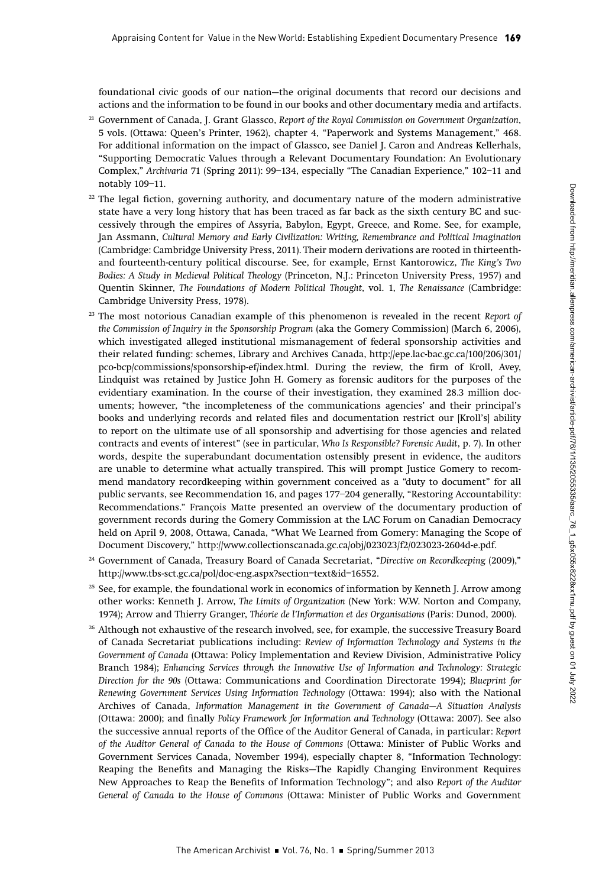foundational civic goods of our nation—the original documents that record our decisions and actions and the information to be found in our books and other documentary media and artifacts.

[21] Government of Canada, J. Grant Glassco, *Report of the Royal Commission on Government Organization*, 5 vols. (Ottawa: Queen's Printer, 1962), chapter 4, "Paperwork and Systems Management," 468. For additional information on the impact of Glassco, see Daniel J. Caron and Andreas Kellerhals, "Supporting Democratic Values through a Relevant Documentary Foundation: An Evolutionary Complex," *Archivaria* 71 (Spring 2011): 99–134, especially "The Canadian Experience," 102–11 and notably 109–11.

[22] The legal fiction, governing authority, and documentary nature of the modern administrative state have a very long history that has been traced as far back as the sixth century BC and successively through the empires of Assyria, Babylon, Egypt, Greece, and Rome. See, for example, Jan Assmann, *Cultural Memory and Early Civilization: Writing, Remembrance and Political Imagination* (Cambridge: Cambridge University Press, 2011). Their modern derivations are rooted in thirteenth- and fourteenth-century political discourse. See, for example, Ernst Kantorowicz, *The King's Two Bodies: A Study in Medieval Political Theology* (Princeton, N.J.: Princeton University Press, 1957) and Quentin Skinner, *The Foundations of Modern Political Thought*, vol. 1, *The Renaissance* (Cambridge: Cambridge University Press, 1978).

[23] The most notorious Canadian example of this phenomenon is revealed in the recent *Report of the Commission of Inquiry in the Sponsorship Program* (aka the Gomery Commission) (March 6, 2006), which investigated alleged institutional mismanagement of federal sponsorship activities and their related funding: schemes, Library and Archives Canada, http://epe.lac-bac.gc.ca/100/206/301/pco-bcp/commissions/sponsorship-ef/index.html. During the review, the firm of Kroll, Avey, Lindquist was retained by Justice John H. Gomery as forensic auditors for the purposes of the evidentiary examination. In the course of their investigation, they examined 28.3 million documents; however, "the incompleteness of the communications agencies' and their principal's books and underlying records and related files and documentation restrict our [Kroll's] ability to report on the ultimate use of all sponsorship and advertising for those agencies and related contracts and events of interest" (see in particular, *Who Is Responsible? Forensic Audit*, p. 7). In other words, despite the superabundant documentation ostensibly present in evidence, the auditors are unable to determine what actually transpired. This will prompt Justice Gomery to recommend mandatory recordkeeping within government conceived as a "duty to document" for all public servants, see Recommendation 16, and pages 177–204 generally, "Restoring Accountability: Recommendations." François Matte presented an overview of the documentary production of government records during the Gomery Commission at the LAC Forum on Canadian Democracy held on April 9, 2008, Ottawa, Canada, "What We Learned from Gomery: Managing the Scope of Document Discovery," http://www.collectionscanada.gc.ca/obj/023023/f2/023023-2604d-e.pdf.

[24] Government of Canada, Treasury Board of Canada Secretariat, "*Directive on Recordkeeping* (2009)," http://www.tbs-sct.gc.ca/pol/doc-eng.aspx?section=text&id=16552.

[25] See, for example, the foundational work in economics of information by Kenneth J. Arrow among other works: Kenneth J. Arrow, *The Limits of Organization* (New York: W.W. Norton and Company, 1974); Arrow and Thierry Granger, *Théorie de l'Information et des Organisations* (Paris: Dunod, 2000).

[26] Although not exhaustive of the research involved, see, for example, the successive Treasury Board of Canada Secretariat publications including: *Review of Information Technology and Systems in the Government of Canada* (Ottawa: Policy Implementation and Review Division, Administrative Policy Branch 1984); *Enhancing Services through the Innovative Use of Information and Technology: Strategic Direction for the 90s* (Ottawa: Communications and Coordination Directorate 1994); *Blueprint for Renewing Government Services Using Information Technology* (Ottawa: 1994); also with the National Archives of Canada, *Information Management in the Government of Canada—A Situation Analysis* (Ottawa: 2000); and finally *Policy Framework for Information and Technology* (Ottawa: 2007). See also the successive annual reports of the Office of the Auditor General of Canada, in particular: *Report of the Auditor General of Canada to the House of Commons* (Ottawa: Minister of Public Works and Government Services Canada, November 1994), especially chapter 8, "Information Technology: Reaping the Benefits and Managing the Risks—The Rapidly Changing Environment Requires New Approaches to Reap the Benefits of Information Technology"; and also *Report of the Auditor General of Canada to the House of Commons* (Ottawa: Minister of Public Works and Government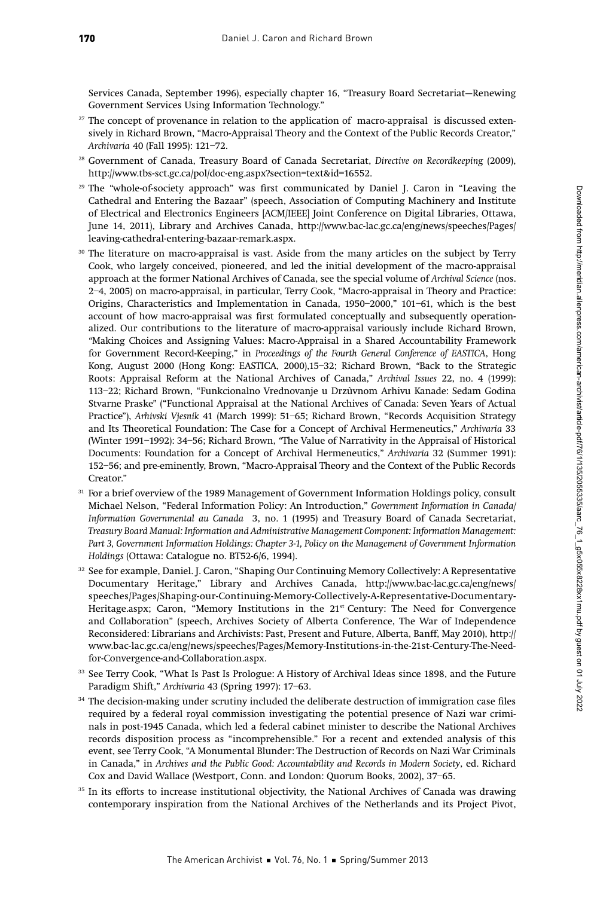Services Canada, September 1996), especially chapter 16, "Treasury Board Secretariat—Renewing Government Services Using Information Technology."

[27] The concept of provenance in relation to the application of macro-appraisal is discussed extensively in Richard Brown, "Macro-Appraisal Theory and the Context of the Public Records Creator," *Archivaria* 40 (Fall 1995): 121–72.

[28] Government of Canada, Treasury Board of Canada Secretariat, *Directive on Recordkeeping* (2009), http://www.tbs-sct.gc.ca/pol/doc-eng.aspx?section=text&id=16552.

[29] The "whole-of-society approach" was first communicated by Daniel J. Caron in "Leaving the Cathedral and Entering the Bazaar" (speech, Association of Computing Machinery and Institute of Electrical and Electronics Engineers [ACM/IEEE] Joint Conference on Digital Libraries, Ottawa, June 14, 2011), Library and Archives Canada, http://www.bac-lac.gc.ca/eng/news/speeches/Pages/leaving-cathedral-entering-bazaar-remark.aspx.

[30] The literature on macro-appraisal is vast. Aside from the many articles on the subject by Terry Cook, who largely conceived, pioneered, and led the initial development of the macro-appraisal approach at the former National Archives of Canada, see the special volume of *Archival Science* (nos. 2–4, 2005) on macro-appraisal, in particular, Terry Cook, "Macro-appraisal in Theory and Practice: Origins, Characteristics and Implementation in Canada, 1950–2000," 101–61, which is the best account of how macro-appraisal was first formulated conceptually and subsequently operationalized. Our contributions to the literature of macro-appraisal variously include Richard Brown, "Making Choices and Assigning Values: Macro-Appraisal in a Shared Accountability Framework for Government Record-Keeping," in *Proceedings of the Fourth General Conference of EASTICA*, Hong Kong, August 2000 (Hong Kong: EASTICA, 2000),15–32; Richard Brown, "Back to the Strategic Roots: Appraisal Reform at the National Archives of Canada," *Archival Issues* 22, no. 4 (1999): 113–22; Richard Brown, "Funkcionalno Vrednovanje u Drzùvnom Arhivu Kanade: Sedam Godina Stvarne Praske" ("Functional Appraisal at the National Archives of Canada: Seven Years of Actual Practice"), *Arhivski Vjesnik* 41 (March 1999): 51–65; Richard Brown, "Records Acquisition Strategy and Its Theoretical Foundation: The Case for a Concept of Archival Hermeneutics," *Archivaria* 33 (Winter 1991–1992): 34–56; Richard Brown, "The Value of Narrativity in the Appraisal of Historical Documents: Foundation for a Concept of Archival Hermeneutics," *Archivaria* 32 (Summer 1991): 152–56; and pre-eminently, Brown, "Macro-Appraisal Theory and the Context of the Public Records Creator."

[31] For a brief overview of the 1989 Management of Government Information Holdings policy, consult Michael Nelson, "Federal Information Policy: An Introduction," *Government Information in Canada/Information Governmental au Canada* 3, no. 1 (1995) and Treasury Board of Canada Secretariat, *Treasury Board Manual: Information and Administrative Management Component: Information Management: Part 3, Government Information Holdings: Chapter 3-1, Policy on the Management of Government Information Holdings* (Ottawa: Catalogue no. BT52-6/6, 1994).

[32] See for example, Daniel. J. Caron, "Shaping Our Continuing Memory Collectively: A Representative Documentary Heritage," Library and Archives Canada, http://www.bac-lac.gc.ca/eng/news/speeches/Pages/Shaping-our-Continuing-Memory-Collectively-A-Representative-Documentary-Heritage.aspx; Caron, "Memory Institutions in the 21st Century: The Need for Convergence and Collaboration" (speech, Archives Society of Alberta Conference, The War of Independence Reconsidered: Librarians and Archivists: Past, Present and Future, Alberta, Banff, May 2010), http://www.bac-lac.gc.ca/eng/news/speeches/Pages/Memory-Institutions-in-the-21st-Century-The-Need-for-Convergence-and-Collaboration.aspx.

[33] See Terry Cook, "What Is Past Is Prologue: A History of Archival Ideas since 1898, and the Future Paradigm Shift," *Archivaria* 43 (Spring 1997): 17–63.

[34] The decision-making under scrutiny included the deliberate destruction of immigration case files required by a federal royal commission investigating the potential presence of Nazi war criminals in post-1945 Canada, which led a federal cabinet minister to describe the National Archives records disposition process as "incomprehensible." For a recent and extended analysis of this event, see Terry Cook, "A Monumental Blunder: The Destruction of Records on Nazi War Criminals in Canada," in *Archives and the Public Good: Accountability and Records in Modern Society*, ed. Richard Cox and David Wallace (Westport, Conn. and London: Quorum Books, 2002), 37–65.

[35] In its efforts to increase institutional objectivity, the National Archives of Canada was drawing contemporary inspiration from the National Archives of the Netherlands and its Project Pivot,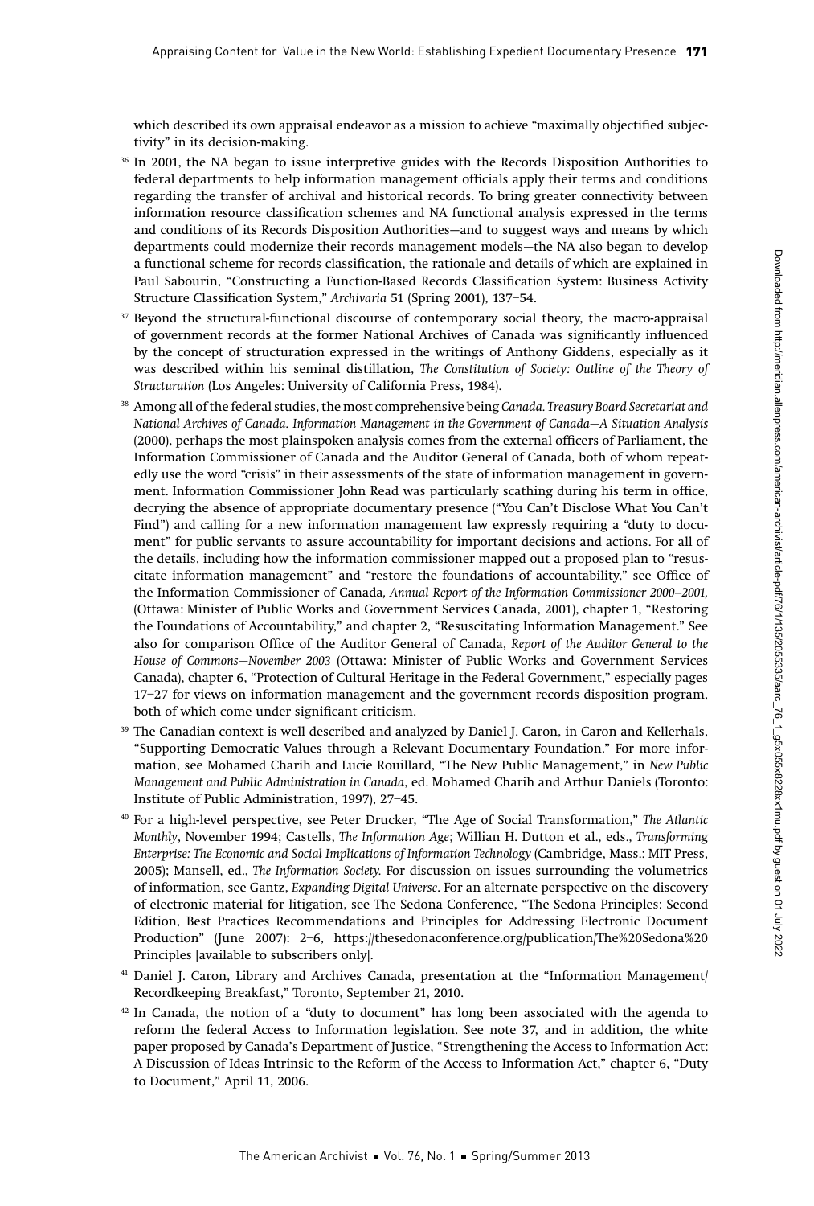which described its own appraisal endeavor as a mission to achieve "maximally objectified subjectivity" in its decision-making.

[36] In 2001, the NA began to issue interpretive guides with the Records Disposition Authorities to federal departments to help information management officials apply their terms and conditions regarding the transfer of archival and historical records. To bring greater connectivity between information resource classification schemes and NA functional analysis expressed in the terms and conditions of its Records Disposition Authorities—and to suggest ways and means by which departments could modernize their records management models—the NA also began to develop a functional scheme for records classification, the rationale and details of which are explained in Paul Sabourin, "Constructing a Function-Based Records Classification System: Business Activity Structure Classification System," *Archivaria* 51 (Spring 2001), 137–54.

[37] Beyond the structural-functional discourse of contemporary social theory, the macro-appraisal of government records at the former National Archives of Canada was significantly influenced by the concept of structuration expressed in the writings of Anthony Giddens, especially as it was described within his seminal distillation, *The Constitution of Society: Outline of the Theory of Structuration* (Los Angeles: University of California Press, 1984).

[38] Among all of the federal studies, the most comprehensive being *Canada. Treasury Board Secretariat and National Archives of Canada. Information Management in the Government of Canada—A Situation Analysis* (2000), perhaps the most plainspoken analysis comes from the external officers of Parliament, the Information Commissioner of Canada and the Auditor General of Canada, both of whom repeatedly use the word "crisis" in their assessments of the state of information management in government. Information Commissioner John Read was particularly scathing during his term in office, decrying the absence of appropriate documentary presence ("You Can't Disclose What You Can't Find") and calling for a new information management law expressly requiring a "duty to document" for public servants to assure accountability for important decisions and actions. For all of the details, including how the information commissioner mapped out a proposed plan to "resuscitate information management" and "restore the foundations of accountability," see Office of the Information Commissioner of Canada, *Annual Report of the Information Commissioner 2000–2001,* (Ottawa: Minister of Public Works and Government Services Canada, 2001), chapter 1, "Restoring the Foundations of Accountability," and chapter 2, "Resuscitating Information Management." See also for comparison Office of the Auditor General of Canada, *Report of the Auditor General to the House of Commons—November 2003* (Ottawa: Minister of Public Works and Government Services Canada), chapter 6, "Protection of Cultural Heritage in the Federal Government," especially pages 17–27 for views on information management and the government records disposition program, both of which come under significant criticism.

[39] The Canadian context is well described and analyzed by Daniel J. Caron, in Caron and Kellerhals, "Supporting Democratic Values through a Relevant Documentary Foundation." For more information, see Mohamed Charih and Lucie Rouillard, "The New Public Management," in *New Public Management and Public Administration in Canada*, ed. Mohamed Charih and Arthur Daniels (Toronto: Institute of Public Administration, 1997), 27–45.

[40] For a high-level perspective, see Peter Drucker, "The Age of Social Transformation," *The Atlantic Monthly*, November 1994; Castells, *The Information Age*; Willian H. Dutton et al., eds., *Transforming Enterprise: The Economic and Social Implications of Information Technology* (Cambridge, Mass.: MIT Press, 2005); Mansell, ed., *The Information Society.* For discussion on issues surrounding the volumetrics of information, see Gantz, *Expanding Digital Universe*. For an alternate perspective on the discovery of electronic material for litigation, see The Sedona Conference, "The Sedona Principles: Second Edition, Best Practices Recommendations and Principles for Addressing Electronic Document Production" (June 2007): 2–6, https://thesedonaconference.org/publication/The%20Sedona%20 Principles [available to subscribers only].

[41] Daniel J. Caron, Library and Archives Canada, presentation at the "Information Management/ Recordkeeping Breakfast," Toronto, September 21, 2010.

[42] In Canada, the notion of a "duty to document" has long been associated with the agenda to reform the federal Access to Information legislation. See note 37, and in addition, the white paper proposed by Canada's Department of Justice, "Strengthening the Access to Information Act: A Discussion of Ideas Intrinsic to the Reform of the Access to Information Act," chapter 6, "Duty to Document," April 11, 2006.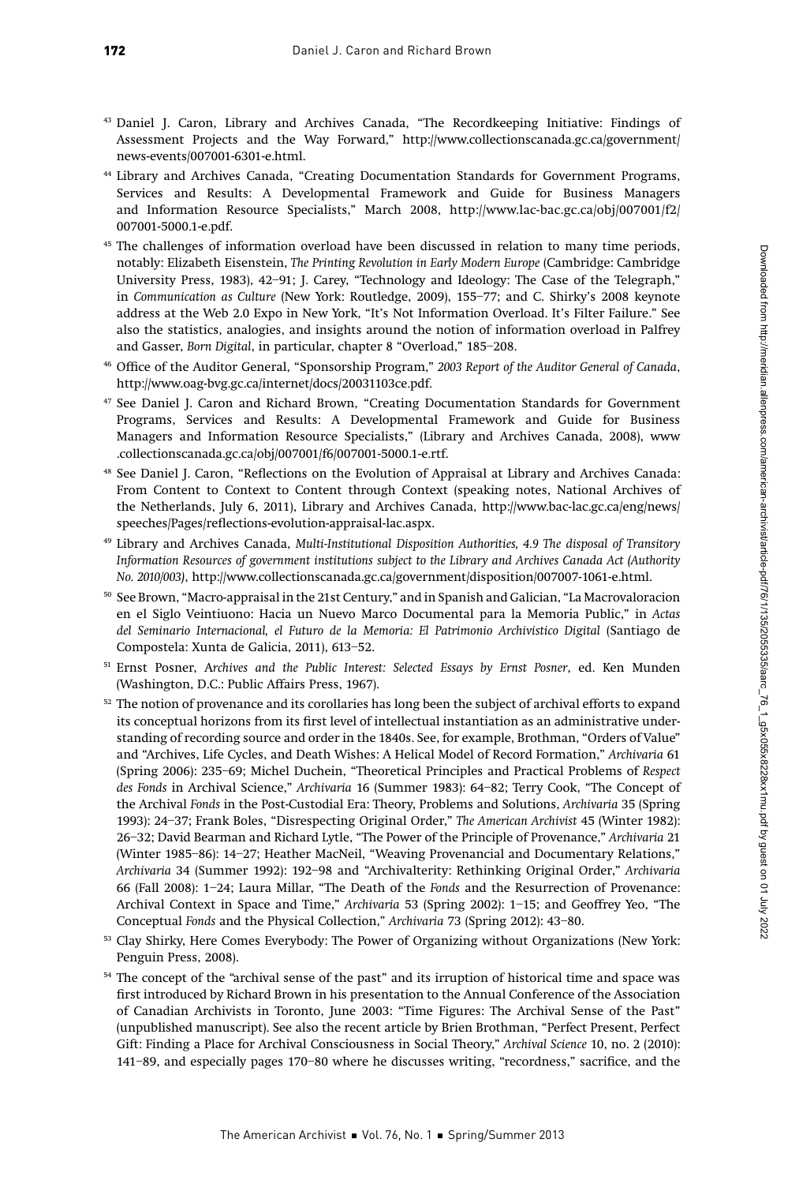[43] Daniel J. Caron, Library and Archives Canada, "The Recordkeeping Initiative: Findings of Assessment Projects and the Way Forward," http://www.collectionscanada.gc.ca/government/news-events/007001-6301-e.html.

[44] Library and Archives Canada, "Creating Documentation Standards for Government Programs, Services and Results: A Developmental Framework and Guide for Business Managers and Information Resource Specialists," March 2008, http://www.lac-bac.gc.ca/obj/007001/f2/007001-5000.1-e.pdf.

[45] The challenges of information overload have been discussed in relation to many time periods, notably: Elizabeth Eisenstein, *The Printing Revolution in Early Modern Europe* (Cambridge: Cambridge University Press, 1983), 42–91; J. Carey, "Technology and Ideology: The Case of the Telegraph," in *Communication as Culture* (New York: Routledge, 2009), 155–77; and C. Shirky's 2008 keynote address at the Web 2.0 Expo in New York, "It's Not Information Overload. It's Filter Failure." See also the statistics, analogies, and insights around the notion of information overload in Palfrey and Gasser, *Born Digital*, in particular, chapter 8 "Overload," 185–208.

[46] Office of the Auditor General, "Sponsorship Program," *2003 Report of the Auditor General of Canada*, http://www.oag-bvg.gc.ca/internet/docs/20031103ce.pdf.

[47] See Daniel J. Caron and Richard Brown, "Creating Documentation Standards for Government Programs, Services and Results: A Developmental Framework and Guide for Business Managers and Information Resource Specialists," (Library and Archives Canada, 2008), www.collectionscanada.gc.ca/obj/007001/f6/007001-5000.1-e.rtf.

[48] See Daniel J. Caron, "Reflections on the Evolution of Appraisal at Library and Archives Canada: From Content to Context to Content through Context (speaking notes, National Archives of the Netherlands, July 6, 2011), Library and Archives Canada, http://www.bac-lac.gc.ca/eng/news/speeches/Pages/reflections-evolution-appraisal-lac.aspx.

[49] Library and Archives Canada, *Multi-Institutional Disposition Authorities, 4.9 The disposal of Transitory Information Resources of government institutions subject to the Library and Archives Canada Act (Authority No. 2010/003)*, http://www.collectionscanada.gc.ca/government/disposition/007007-1061-e.html.

[50] See Brown, "Macro-appraisal in the 21st Century," and in Spanish and Galician, "La Macrovaloracion en el Siglo Veintiuono: Hacia un Nuevo Marco Documental para la Memoria Public," in *Actas del Seminario Internacional, el Futuro de la Memoria: El Patrimonio Archivistico Digital* (Santiago de Compostela: Xunta de Galicia, 2011), 613–52.

[51] Ernst Posner, *Archives and the Public Interest: Selected Essays by Ernst Posner*, ed. Ken Munden (Washington, D.C.: Public Affairs Press, 1967).

[52] The notion of provenance and its corollaries has long been the subject of archival efforts to expand its conceptual horizons from its first level of intellectual instantiation as an administrative understanding of recording source and order in the 1840s. See, for example, Brothman, "Orders of Value" and "Archives, Life Cycles, and Death Wishes: A Helical Model of Record Formation," *Archivaria* 61 (Spring 2006): 235–69; Michel Duchein, "Theoretical Principles and Practical Problems of *Respect des Fonds* in Archival Science," *Archivaria* 16 (Summer 1983): 64–82; Terry Cook, "The Concept of the Archival *Fonds* in the Post-Custodial Era: Theory, Problems and Solutions, *Archivaria* 35 (Spring 1993): 24–37; Frank Boles, "Disrespecting Original Order," *The American Archivist* 45 (Winter 1982): 26–32; David Bearman and Richard Lytle, "The Power of the Principle of Provenance," *Archivaria* 21 (Winter 1985–86): 14–27; Heather MacNeil, "Weaving Provenancial and Documentary Relations," *Archivaria* 34 (Summer 1992): 192–98 and "Archivalterity: Rethinking Original Order," *Archivaria* 66 (Fall 2008): 1–24; Laura Millar, "The Death of the *Fonds* and the Resurrection of Provenance: Archival Context in Space and Time," *Archivaria* 53 (Spring 2002): 1–15; and Geoffrey Yeo, "The Conceptual *Fonds* and the Physical Collection," *Archivaria* 73 (Spring 2012): 43–80.

[53] Clay Shirky, Here Comes Everybody: The Power of Organizing without Organizations (New York: Penguin Press, 2008).

[54] The concept of the "archival sense of the past" and its irruption of historical time and space was first introduced by Richard Brown in his presentation to the Annual Conference of the Association of Canadian Archivists in Toronto, June 2003: "Time Figures: The Archival Sense of the Past" (unpublished manuscript). See also the recent article by Brien Brothman, "Perfect Present, Perfect Gift: Finding a Place for Archival Consciousness in Social Theory," *Archival Science* 10, no. 2 (2010): 141–89, and especially pages 170–80 where he discusses writing, "recordness," sacrifice, and the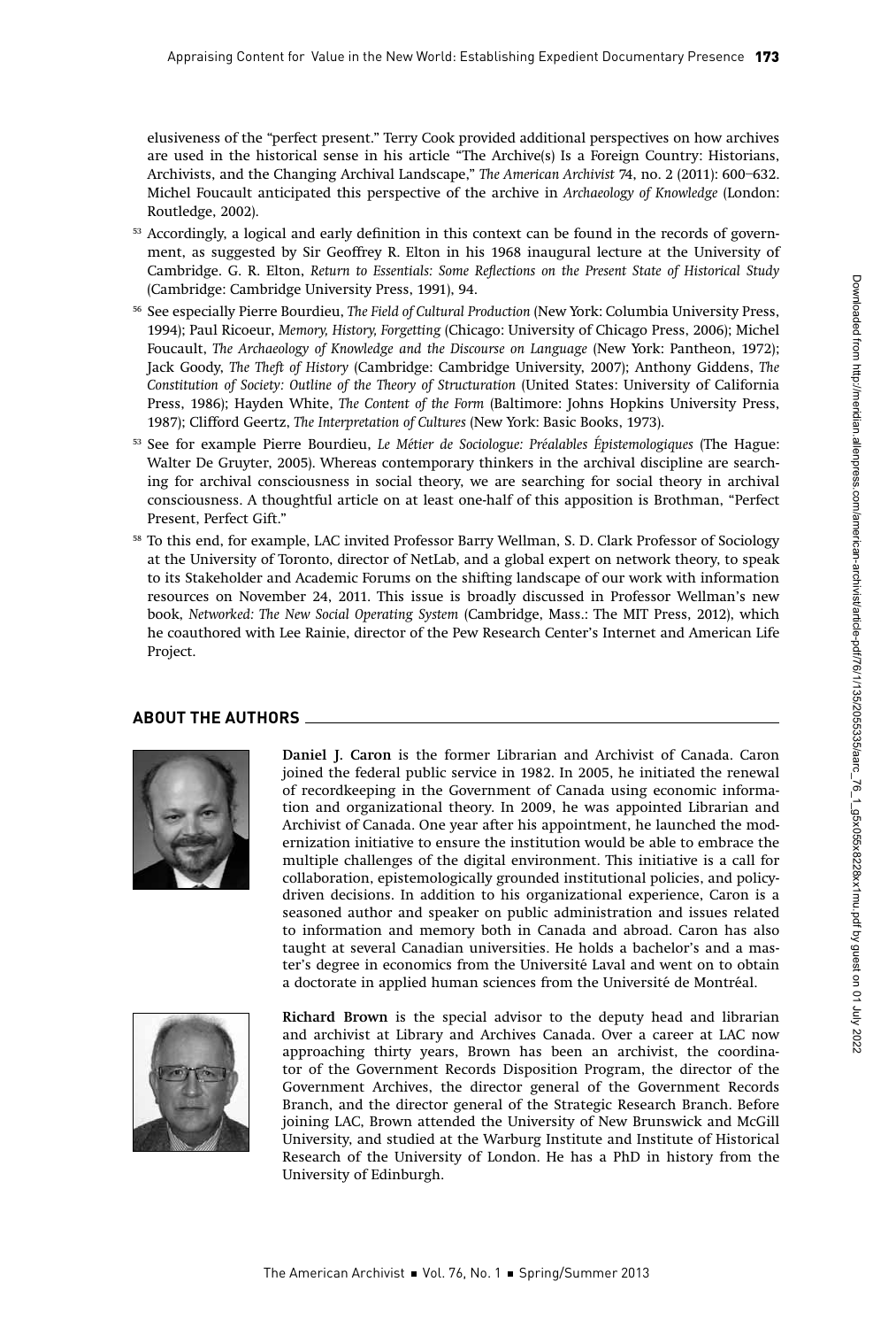elusiveness of the "perfect present." Terry Cook provided additional perspectives on how archives are used in the historical sense in his article "The Archive(s) Is a Foreign Country: Historians, Archivists, and the Changing Archival Landscape," *The American Archivist* 74, no. 2 (2011): 600–632. Michel Foucault anticipated this perspective of the archive in *Archaeology of Knowledge* (London: Routledge, 2002).

[53] Accordingly, a logical and early definition in this context can be found in the records of government, as suggested by Sir Geoffrey R. Elton in his 1968 inaugural lecture at the University of Cambridge. G. R. Elton, *Return to Essentials: Some Reflections on the Present State of Historical Study* (Cambridge: Cambridge University Press, 1991), 94.

[56] See especially Pierre Bourdieu, *The Field of Cultural Production* (New York: Columbia University Press, 1994); Paul Ricoeur, *Memory, History, Forgetting* (Chicago: University of Chicago Press, 2006); Michel Foucault, *The Archaeology of Knowledge and the Discourse on Language* (New York: Pantheon, 1972); Jack Goody, *The Theft of History* (Cambridge: Cambridge University, 2007); Anthony Giddens, *The Constitution of Society: Outline of the Theory of Structuration* (United States: University of California Press, 1986); Hayden White, *The Content of the Form* (Baltimore: Johns Hopkins University Press, 1987); Clifford Geertz, *The Interpretation of Cultures* (New York: Basic Books, 1973).

[53] See for example Pierre Bourdieu, *Le Métier de Sociologue: Préalables Épistemologiques* (The Hague: Walter De Gruyter, 2005). Whereas contemporary thinkers in the archival discipline are searching for archival consciousness in social theory, we are searching for social theory in archival consciousness. A thoughtful article on at least one-half of this apposition is Brothman, "Perfect Present, Perfect Gift."

[58] To this end, for example, LAC invited Professor Barry Wellman, S. D. Clark Professor of Sociology at the University of Toronto, director of NetLab, and a global expert on network theory, to speak to its Stakeholder and Academic Forums on the shifting landscape of our work with information resources on November 24, 2011. This issue is broadly discussed in Professor Wellman's new book, *Networked: The New Social Operating System* (Cambridge, Mass.: The MIT Press, 2012), which he coauthored with Lee Rainie, director of the Pew Research Center's Internet and American Life Project.

## ABOUT THE AUTHORS

**Daniel J. Caron** is the former Librarian and Archivist of Canada. Caron joined the federal public service in 1982. In 2005, he initiated the renewal of recordkeeping in the Government of Canada using economic information and organizational theory. In 2009, he was appointed Librarian and Archivist of Canada. One year after his appointment, he launched the modernization initiative to ensure the institution would be able to embrace the multiple challenges of the digital environment. This initiative is a call for collaboration, epistemologically grounded institutional policies, and policy-driven decisions. In addition to his organizational experience, Caron is a seasoned author and speaker on public administration and issues related to information and memory both in Canada and abroad. Caron has also taught at several Canadian universities. He holds a bachelor's and a master's degree in economics from the Université Laval and went on to obtain a doctorate in applied human sciences from the Université de Montréal.

**Richard Brown** is the special advisor to the deputy head and librarian and archivist at Library and Archives Canada. Over a career at LAC now approaching thirty years, Brown has been an archivist, the coordinator of the Government Records Disposition Program, the director of the Government Archives, the director general of the Government Records Branch, and the director general of the Strategic Research Branch. Before joining LAC, Brown attended the University of New Brunswick and McGill University, and studied at the Warburg Institute and Institute of Historical Research of the University of London. He has a PhD in history from the University of Edinburgh.